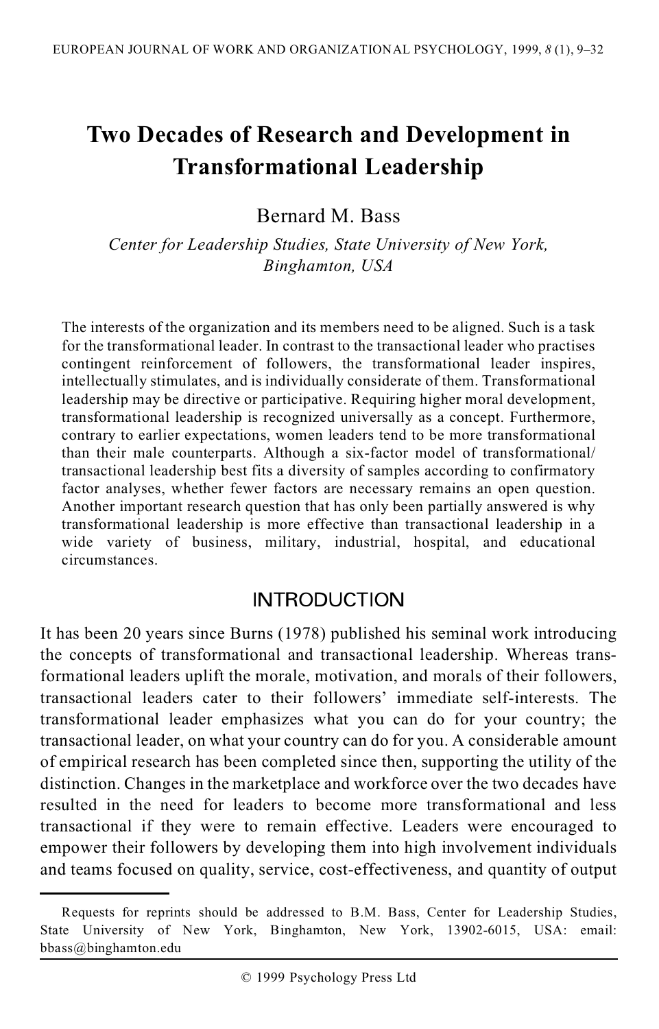# Two Decades of Research and Development in Transformational Leadership

Bernard M. Bass

*Center for Leadership Studies, State University of New York, Binghamton, USA*

The interests of the organization and its members need to be aligned. Such is a task for the transformational leader. In contrast to the transactional leader who practises contingent reinforcement of followers, the transformational leader inspires, intellectually stimulates, and is individually considerate of them. Transformational leadership may be directive or participative. Requiring higher moral development, transformational leadership is recognized universally as a concept. Furthermore, contrary to earlier expectations, women leaders tend to be more transformational than their male counterparts. Although a six-factor model of transformational/transactional leadership best fits a diversity of samples according to confirmatory factor analyses, whether fewer factors are necessary remains an open question. Another important research question that has only been partially answered is why transformational leadership is more effective than transactional leadership in a wide variety of business, military, industrial, hospital, and educational circumstances.

## INTRODUCTION

It has been 20 years since Burns (1978) published his seminal work introducing the concepts of transformational and transactional leadership. Whereas transformational leaders uplift the morale, motivation, and morals of their followers, transactional leaders cater to their followers' immediate self-interests. The transformational leader emphasizes what you can do for your country; the transactional leader, on what your country can do for you. A considerable amount of empirical research has been completed since then, supporting the utility of the distinction. Changes in the marketplace and workforce over the two decades have resulted in the need for leaders to become more transformational and less transactional if they were to remain effective. Leaders were encouraged to empower their followers by developing them into high involvement individuals and teams focused on quality, service, cost-effectiveness, and quantity of output

Requests for reprints should be addressed to B.M. Bass, Center for Leadership Studies, State University of New York, Binghamton, New York, 13902-6015, USA: email: bbass@binghamton.edu

© 1999 Psychology Press Ltd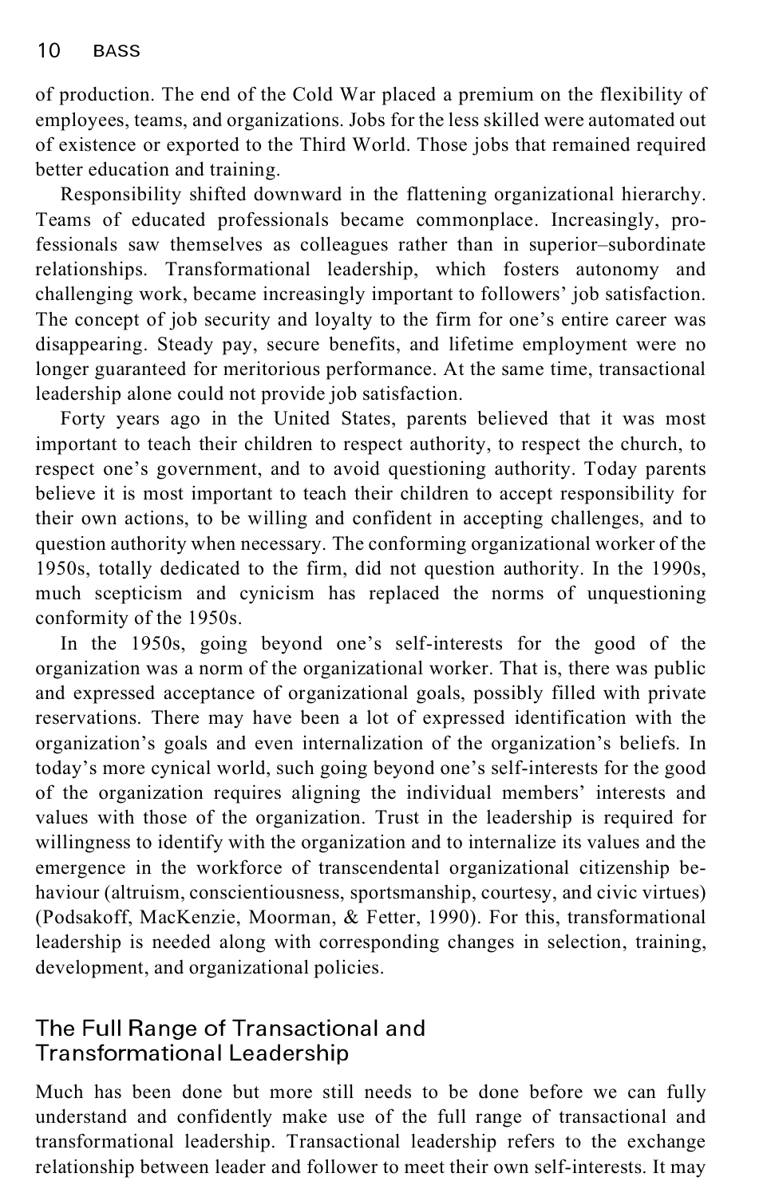of production. The end of the Cold War placed a premium on the flexibility of employees, teams, and organizations. Jobs for the less skilled were automated out of existence or exported to the Third World. Those jobs that remained required better education and training.

Responsibility shifted downward in the flattening organizational hierarchy. Teams of educated professionals became commonplace. Increasingly, professionals saw themselves as colleagues rather than in superior–subordinate relationships. Transformational leadership, which fosters autonomy and challenging work, became increasingly important to followers' job satisfaction. The concept of job security and loyalty to the firm for one's entire career was disappearing. Steady pay, secure benefits, and lifetime employment were no longer guaranteed for meritorious performance. At the same time, transactional leadership alone could not provide job satisfaction.

Forty years ago in the United States, parents believed that it was most important to teach their children to respect authority, to respect the church, to respect one's government, and to avoid questioning authority. Today parents believe it is most important to teach their children to accept responsibility for their own actions, to be willing and confident in accepting challenges, and to question authority when necessary. The conforming organizational worker of the 1950s, totally dedicated to the firm, did not question authority. In the 1990s, much scepticism and cynicism has replaced the norms of unquestioning conformity of the 1950s.

In the 1950s, going beyond one's self-interests for the good of the organization was a norm of the organizational worker. That is, there was public and expressed acceptance of organizational goals, possibly filled with private reservations. There may have been a lot of expressed identification with the organization's goals and even internalization of the organization's beliefs. In today's more cynical world, such going beyond one's self-interests for the good of the organization requires aligning the individual members' interests and values with those of the organization. Trust in the leadership is required for willingness to identify with the organization and to internalize its values and the emergence in the workforce of transcendental organizational citizenship behaviour (altruism, conscientiousness, sportsmanship, courtesy, and civic virtues) (Podsakoff, MacKenzie, Moorman, & Fetter, 1990). For this, transformational leadership is needed along with corresponding changes in selection, training, development, and organizational policies.

## The Full Range of Transactional and Transformational Leadership

Much has been done but more still needs to be done before we can fully understand and confidently make use of the full range of transactional and transformational leadership. Transactional leadership refers to the exchange relationship between leader and follower to meet their own self-interests. It may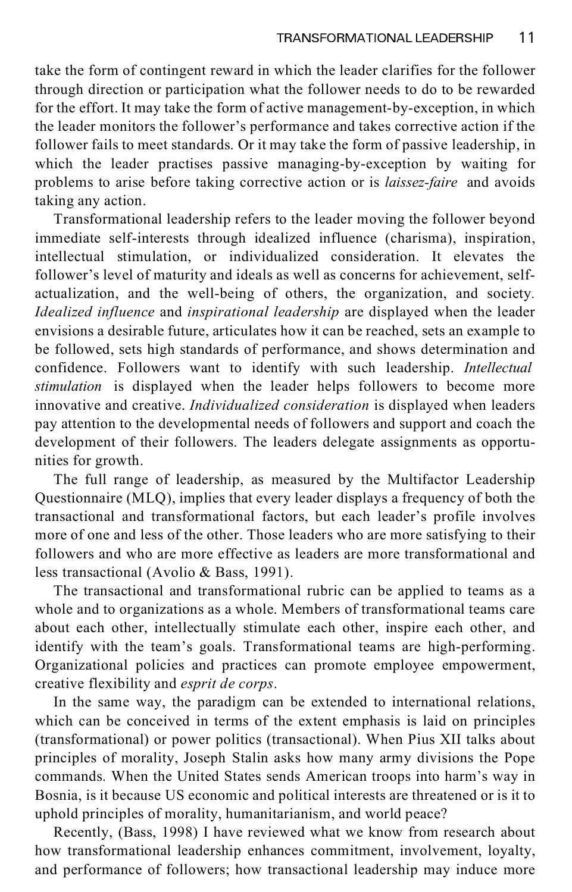take the form of contingent reward in which the leader clarifies for the follower through direction or participation what the follower needs to do to be rewarded for the effort. It may take the form of active management-by-exception, in which the leader monitors the follower's performance and takes corrective action if the follower fails to meet standards. Or it may take the form of passive leadership, in which the leader practises passive managing-by-exception by waiting for problems to arise before taking corrective action or is *laissez-faire* and avoids taking any action.

Transformational leadership refers to the leader moving the follower beyond immediate self-interests through idealized influence (charisma), inspiration, intellectual stimulation, or individualized consideration. It elevates the follower's level of maturity and ideals as well as concerns for achievement, self-actualization, and the well-being of others, the organization, and society. *Idealized influence* and *inspirational leadership* are displayed when the leader envisions a desirable future, articulates how it can be reached, sets an example to be followed, sets high standards of performance, and shows determination and confidence. Followers want to identify with such leadership. *Intellectual stimulation* is displayed when the leader helps followers to become more innovative and creative. *Individualized consideration* is displayed when leaders pay attention to the developmental needs of followers and support and coach the development of their followers. The leaders delegate assignments as opportunities for growth.

The full range of leadership, as measured by the Multifactor Leadership Questionnaire (MLQ), implies that every leader displays a frequency of both the transactional and transformational factors, but each leader's profile involves more of one and less of the other. Those leaders who are more satisfying to their followers and who are more effective as leaders are more transformational and less transactional (Avolio & Bass, 1991).

The transactional and transformational rubric can be applied to teams as a whole and to organizations as a whole. Members of transformational teams care about each other, intellectually stimulate each other, inspire each other, and identify with the team's goals. Transformational teams are high-performing. Organizational policies and practices can promote employee empowerment, creative flexibility and *esprit de corps*.

In the same way, the paradigm can be extended to international relations, which can be conceived in terms of the extent emphasis is laid on principles (transformational) or power politics (transactional). When Pius XII talks about principles of morality, Joseph Stalin asks how many army divisions the Pope commands. When the United States sends American troops into harm's way in Bosnia, is it because US economic and political interests are threatened or is it to uphold principles of morality, humanitarianism, and world peace?

Recently, (Bass, 1998) I have reviewed what we know from research about how transformational leadership enhances commitment, involvement, loyalty, and performance of followers; how transactional leadership may induce more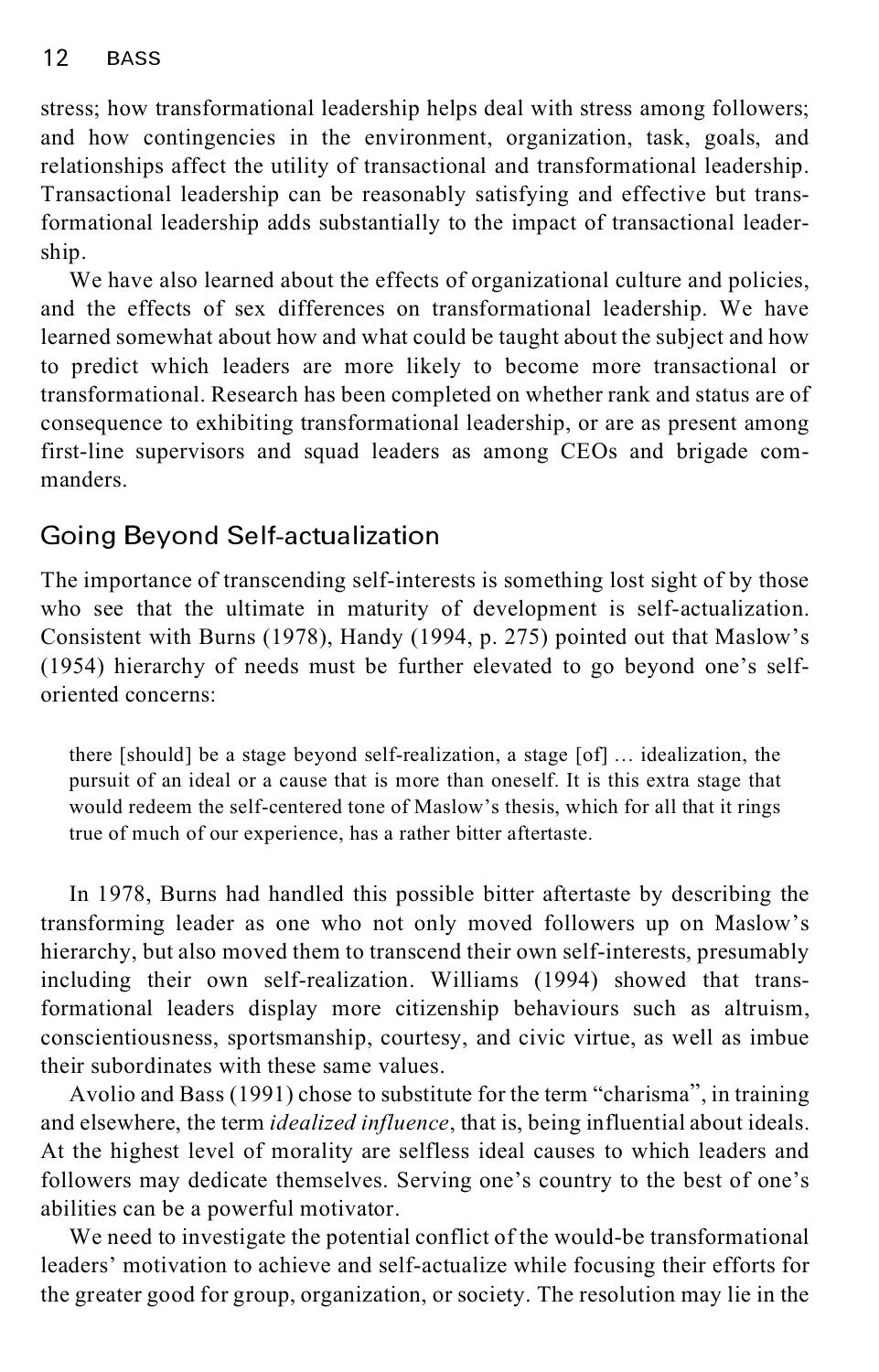stress; how transformational leadership helps deal with stress among followers; and how contingencies in the environment, organization, task, goals, and relationships affect the utility of transactional and transformational leadership. Transactional leadership can be reasonably satisfying and effective but transformational leadership adds substantially to the impact of transactional leadership.

We have also learned about the effects of organizational culture and policies, and the effects of sex differences on transformational leadership. We have learned somewhat about how and what could be taught about the subject and how to predict which leaders are more likely to become more transactional or transformational. Research has been completed on whether rank and status are of consequence to exhibiting transformational leadership, or are as present among first-line supervisors and squad leaders as among CEOs and brigade commanders.

## Going Beyond Self-actualization

The importance of transcending self-interests is something lost sight of by those who see that the ultimate in maturity of development is self-actualization. Consistent with Burns (1978), Handy (1994, p. 275) pointed out that Maslow's (1954) hierarchy of needs must be further elevated to go beyond one's self-oriented concerns:

> there [should] be a stage beyond self-realization, a stage [of] … idealization, the pursuit of an ideal or a cause that is more than oneself. It is this extra stage that would redeem the self-centered tone of Maslow's thesis, which for all that it rings true of much of our experience, has a rather bitter aftertaste.

In 1978, Burns had handled this possible bitter aftertaste by describing the transforming leader as one who not only moved followers up on Maslow's hierarchy, but also moved them to transcend their own self-interests, presumably including their own self-realization. Williams (1994) showed that transformational leaders display more citizenship behaviours such as altruism, conscientiousness, sportsmanship, courtesy, and civic virtue, as well as imbue their subordinates with these same values.

Avolio and Bass (1991) chose to substitute for the term "charisma", in training and elsewhere, the term *idealized influence*, that is, being influential about ideals. At the highest level of morality are selfless ideal causes to which leaders and followers may dedicate themselves. Serving one's country to the best of one's abilities can be a powerful motivator.

We need to investigate the potential conflict of the would-be transformational leaders' motivation to achieve and self-actualize while focusing their efforts for the greater good for group, organization, or society. The resolution may lie in the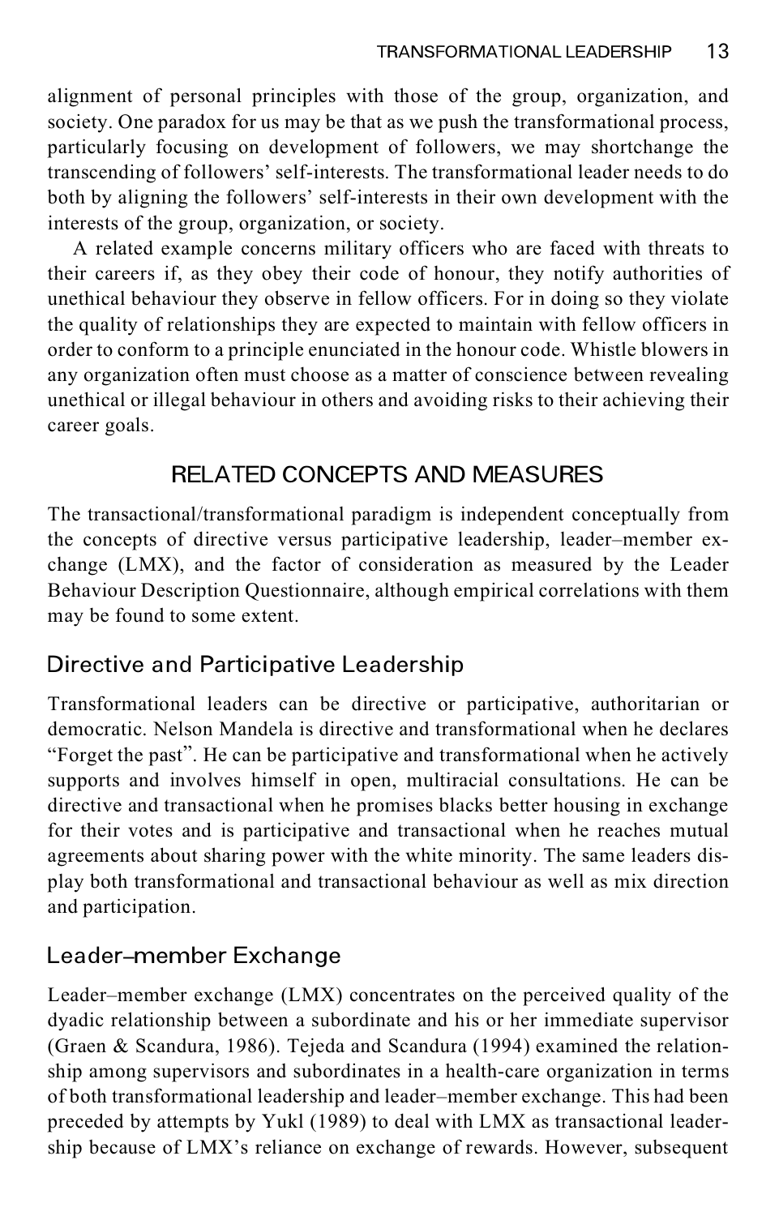alignment of personal principles with those of the group, organization, and society. One paradox for us may be that as we push the transformational process, particularly focusing on development of followers, we may shortchange the transcending of followers' self-interests. The transformational leader needs to do both by aligning the followers' self-interests in their own development with the interests of the group, organization, or society.

A related example concerns military officers who are faced with threats to their careers if, as they obey their code of honour, they notify authorities of unethical behaviour they observe in fellow officers. For in doing so they violate the quality of relationships they are expected to maintain with fellow officers in order to conform to a principle enunciated in the honour code. Whistle blowers in any organization often must choose as a matter of conscience between revealing unethical or illegal behaviour in others and avoiding risks to their achieving their career goals.

## RELATED CONCEPTS AND MEASURES

The transactional/transformational paradigm is independent conceptually from the concepts of directive versus participative leadership, leader–member exchange (LMX), and the factor of consideration as measured by the Leader Behaviour Description Questionnaire, although empirical correlations with them may be found to some extent.

### Directive and Participative Leadership

Transformational leaders can be directive or participative, authoritarian or democratic. Nelson Mandela is directive and transformational when he declares "Forget the past". He can be participative and transformational when he actively supports and involves himself in open, multiracial consultations. He can be directive and transactional when he promises blacks better housing in exchange for their votes and is participative and transactional when he reaches mutual agreements about sharing power with the white minority. The same leaders display both transformational and transactional behaviour as well as mix direction and participation.

### Leader–member Exchange

Leader–member exchange (LMX) concentrates on the perceived quality of the dyadic relationship between a subordinate and his or her immediate supervisor (Graen & Scandura, 1986). Tejeda and Scandura (1994) examined the relationship among supervisors and subordinates in a health-care organization in terms of both transformational leadership and leader–member exchange. This had been preceded by attempts by Yukl (1989) to deal with LMX as transactional leadership because of LMX's reliance on exchange of rewards. However, subsequent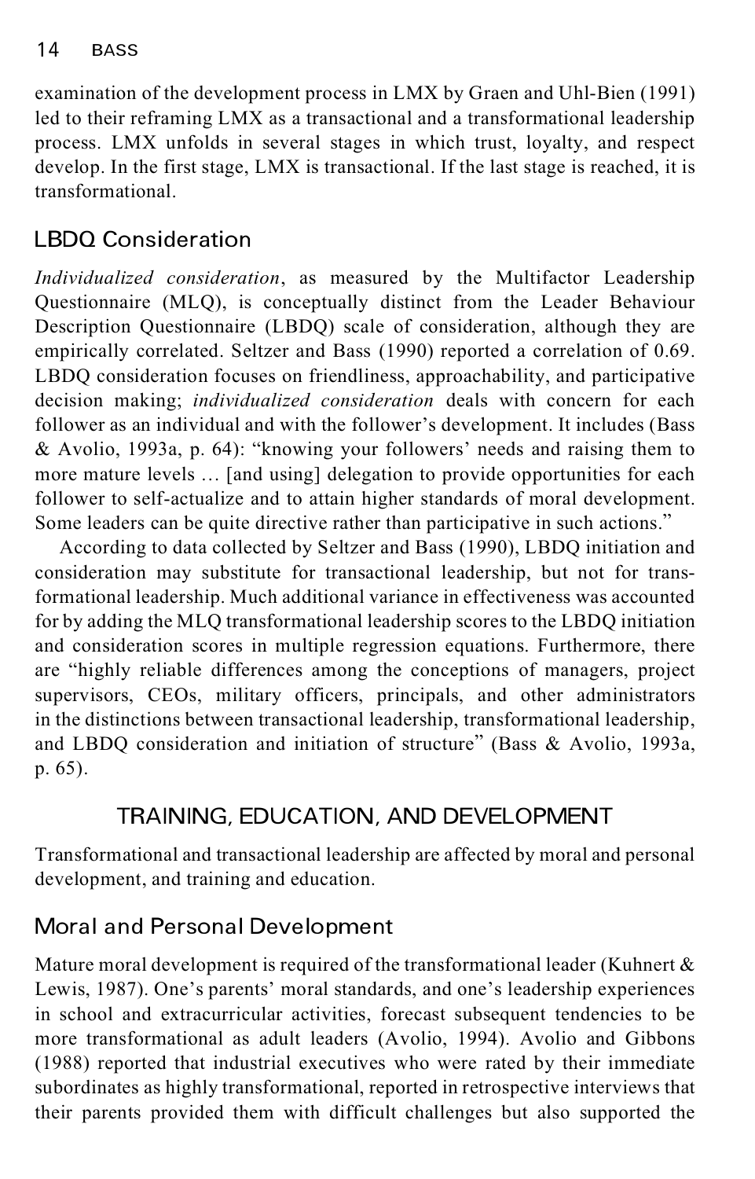examination of the development process in LMX by Graen and Uhl-Bien (1991) led to their reframing LMX as a transactional and a transformational leadership process. LMX unfolds in several stages in which trust, loyalty, and respect develop. In the first stage, LMX is transactional. If the last stage is reached, it is transformational.

### LBDQ Consideration

*Individualized consideration*, as measured by the Multifactor Leadership Questionnaire (MLQ), is conceptually distinct from the Leader Behaviour Description Questionnaire (LBDQ) scale of consideration, although they are empirically correlated. Seltzer and Bass (1990) reported a correlation of 0.69. LBDQ consideration focuses on friendliness, approachability, and participative decision making; *individualized consideration* deals with concern for each follower as an individual and with the follower's development. It includes (Bass & Avolio, 1993a, p. 64): "knowing your followers' needs and raising them to more mature levels … [and using] delegation to provide opportunities for each follower to self-actualize and to attain higher standards of moral development. Some leaders can be quite directive rather than participative in such actions."

According to data collected by Seltzer and Bass (1990), LBDQ initiation and consideration may substitute for transactional leadership, but not for transformational leadership. Much additional variance in effectiveness was accounted for by adding the MLQ transformational leadership scores to the LBDQ initiation and consideration scores in multiple regression equations. Furthermore, there are "highly reliable differences among the conceptions of managers, project supervisors, CEOs, military officers, principals, and other administrators in the distinctions between transactional leadership, transformational leadership, and LBDQ consideration and initiation of structure" (Bass & Avolio, 1993a, p. 65).

## TRAINING, EDUCATION, AND DEVELOPMENT

Transformational and transactional leadership are affected by moral and personal development, and training and education.

### Moral and Personal Development

Mature moral development is required of the transformational leader (Kuhnert & Lewis, 1987). One's parents' moral standards, and one's leadership experiences in school and extracurricular activities, forecast subsequent tendencies to be more transformational as adult leaders (Avolio, 1994). Avolio and Gibbons (1988) reported that industrial executives who were rated by their immediate subordinates as highly transformational, reported in retrospective interviews that their parents provided them with difficult challenges but also supported the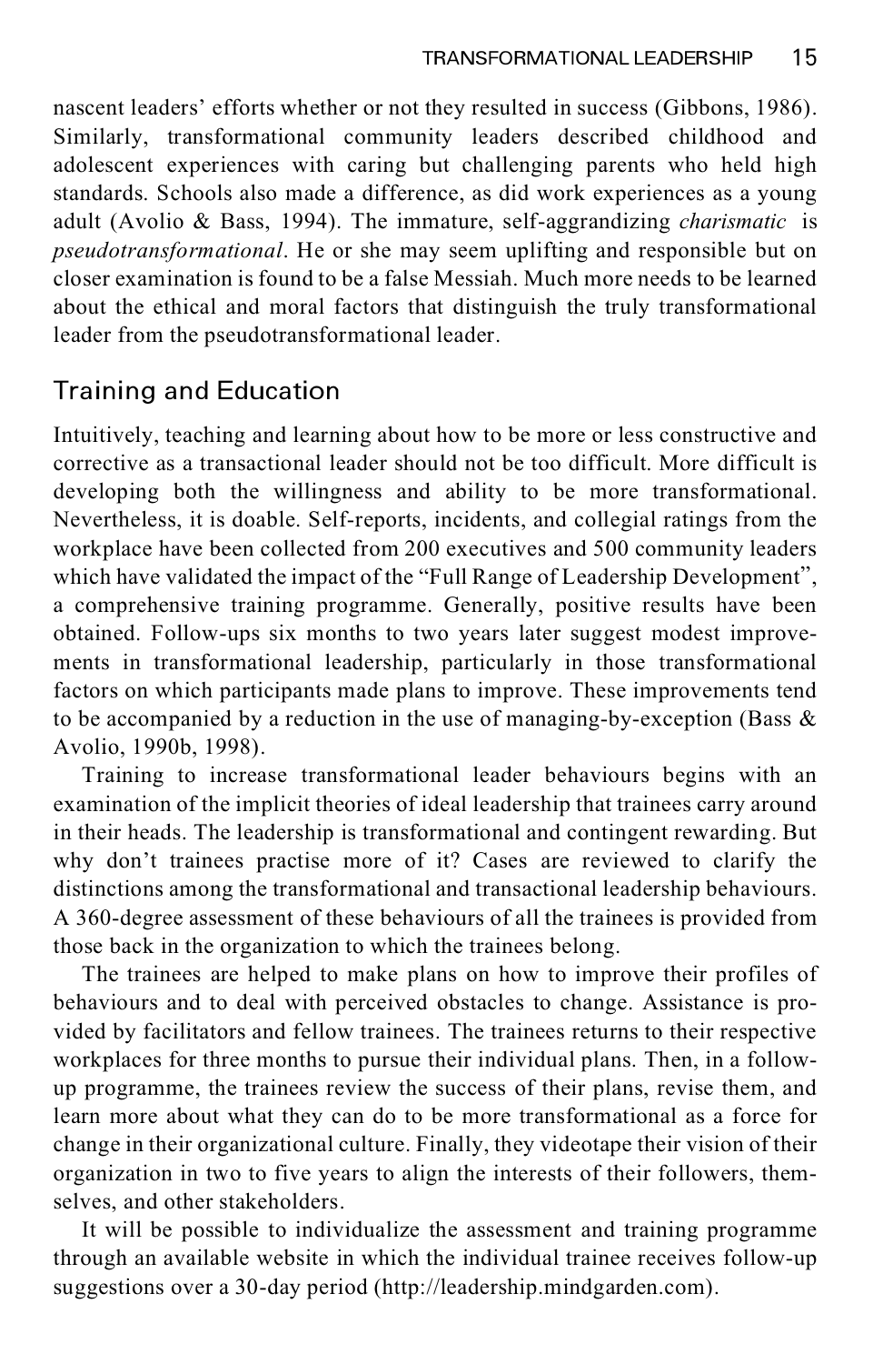nascent leaders' efforts whether or not they resulted in success (Gibbons, 1986). Similarly, transformational community leaders described childhood and adolescent experiences with caring but challenging parents who held high standards. Schools also made a difference, as did work experiences as a young adult (Avolio & Bass, 1994). The immature, self-aggrandizing *charismatic* is *pseudotransformational*. He or she may seem uplifting and responsible but on closer examination is found to be a false Messiah. Much more needs to be learned about the ethical and moral factors that distinguish the truly transformational leader from the pseudotransformational leader.

## Training and Education

Intuitively, teaching and learning about how to be more or less constructive and corrective as a transactional leader should not be too difficult. More difficult is developing both the willingness and ability to be more transformational. Nevertheless, it is doable. Self-reports, incidents, and collegial ratings from the workplace have been collected from 200 executives and 500 community leaders which have validated the impact of the "Full Range of Leadership Development", a comprehensive training programme. Generally, positive results have been obtained. Follow-ups six months to two years later suggest modest improvements in transformational leadership, particularly in those transformational factors on which participants made plans to improve. These improvements tend to be accompanied by a reduction in the use of managing-by-exception (Bass & Avolio, 1990b, 1998).

Training to increase transformational leader behaviours begins with an examination of the implicit theories of ideal leadership that trainees carry around in their heads. The leadership is transformational and contingent rewarding. But why don't trainees practise more of it? Cases are reviewed to clarify the distinctions among the transformational and transactional leadership behaviours. A 360-degree assessment of these behaviours of all the trainees is provided from those back in the organization to which the trainees belong.

The trainees are helped to make plans on how to improve their profiles of behaviours and to deal with perceived obstacles to change. Assistance is provided by facilitators and fellow trainees. The trainees returns to their respective workplaces for three months to pursue their individual plans. Then, in a follow-up programme, the trainees review the success of their plans, revise them, and learn more about what they can do to be more transformational as a force for change in their organizational culture. Finally, they videotape their vision of their organization in two to five years to align the interests of their followers, themselves, and other stakeholders.

It will be possible to individualize the assessment and training programme through an available website in which the individual trainee receives follow-up suggestions over a 30-day period (http://leadership.mindgarden.com).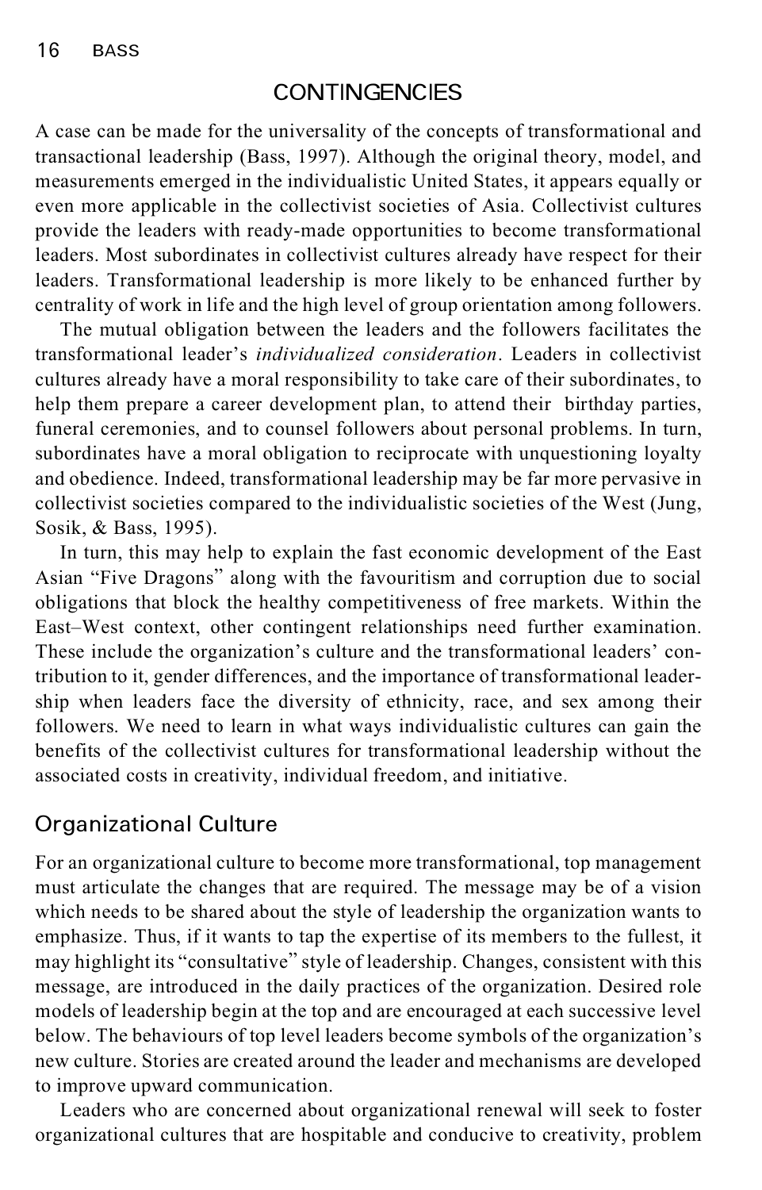## CONTINGENCIES

A case can be made for the universality of the concepts of transformational and transactional leadership (Bass, 1997). Although the original theory, model, and measurements emerged in the individualistic United States, it appears equally or even more applicable in the collectivist societies of Asia. Collectivist cultures provide the leaders with ready-made opportunities to become transformational leaders. Most subordinates in collectivist cultures already have respect for their leaders. Transformational leadership is more likely to be enhanced further by centrality of work in life and the high level of group orientation among followers.

The mutual obligation between the leaders and the followers facilitates the transformational leader's *individualized consideration*. Leaders in collectivist cultures already have a moral responsibility to take care of their subordinates, to help them prepare a career development plan, to attend their birthday parties, funeral ceremonies, and to counsel followers about personal problems. In turn, subordinates have a moral obligation to reciprocate with unquestioning loyalty and obedience. Indeed, transformational leadership may be far more pervasive in collectivist societies compared to the individualistic societies of the West (Jung, Sosik, & Bass, 1995).

In turn, this may help to explain the fast economic development of the East Asian "Five Dragons" along with the favouritism and corruption due to social obligations that block the healthy competitiveness of free markets. Within the East–West context, other contingent relationships need further examination. These include the organization's culture and the transformational leaders' contribution to it, gender differences, and the importance of transformational leadership when leaders face the diversity of ethnicity, race, and sex among their followers. We need to learn in what ways individualistic cultures can gain the benefits of the collectivist cultures for transformational leadership without the associated costs in creativity, individual freedom, and initiative.

### Organizational Culture

For an organizational culture to become more transformational, top management must articulate the changes that are required. The message may be of a vision which needs to be shared about the style of leadership the organization wants to emphasize. Thus, if it wants to tap the expertise of its members to the fullest, it may highlight its "consultative" style of leadership. Changes, consistent with this message, are introduced in the daily practices of the organization. Desired role models of leadership begin at the top and are encouraged at each successive level below. The behaviours of top level leaders become symbols of the organization's new culture. Stories are created around the leader and mechanisms are developed to improve upward communication.

Leaders who are concerned about organizational renewal will seek to foster organizational cultures that are hospitable and conducive to creativity, problem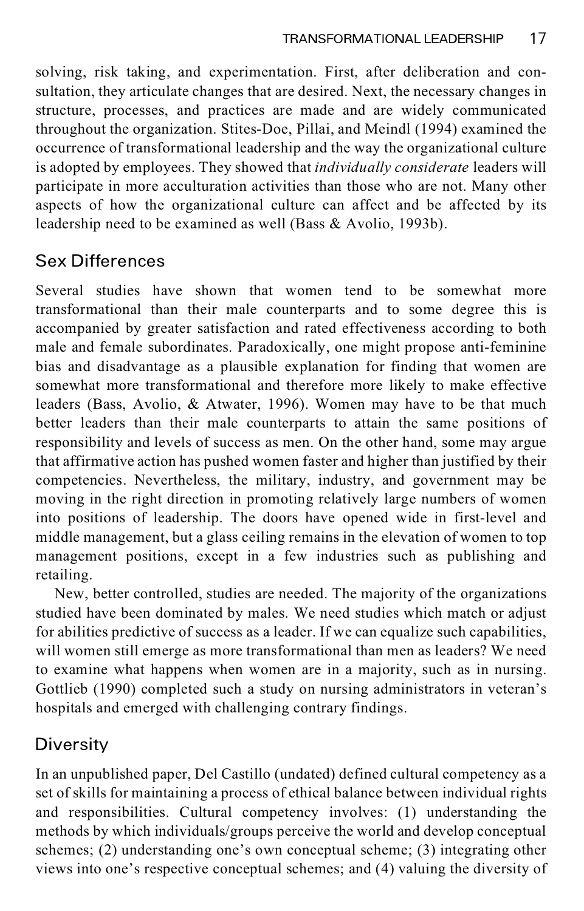solving, risk taking, and experimentation. First, after deliberation and consultation, they articulate changes that are desired. Next, the necessary changes in structure, processes, and practices are made and are widely communicated throughout the organization. Stites-Doe, Pillai, and Meindl (1994) examined the occurrence of transformational leadership and the way the organizational culture is adopted by employees. They showed that *individually considerate* leaders will participate in more acculturation activities than those who are not. Many other aspects of how the organizational culture can affect and be affected by its leadership need to be examined as well (Bass & Avolio, 1993b).

## Sex Differences

Several studies have shown that women tend to be somewhat more transformational than their male counterparts and to some degree this is accompanied by greater satisfaction and rated effectiveness according to both male and female subordinates. Paradoxically, one might propose anti-feminine bias and disadvantage as a plausible explanation for finding that women are somewhat more transformational and therefore more likely to make effective leaders (Bass, Avolio, & Atwater, 1996). Women may have to be that much better leaders than their male counterparts to attain the same positions of responsibility and levels of success as men. On the other hand, some may argue that affirmative action has pushed women faster and higher than justified by their competencies. Nevertheless, the military, industry, and government may be moving in the right direction in promoting relatively large numbers of women into positions of leadership. The doors have opened wide in first-level and middle management, but a glass ceiling remains in the elevation of women to top management positions, except in a few industries such as publishing and retailing.

New, better controlled, studies are needed. The majority of the organizations studied have been dominated by males. We need studies which match or adjust for abilities predictive of success as a leader. If we can equalize such capabilities, will women still emerge as more transformational than men as leaders? We need to examine what happens when women are in a majority, such as in nursing. Gottlieb (1990) completed such a study on nursing administrators in veteran's hospitals and emerged with challenging contrary findings.

## Diversity

In an unpublished paper, Del Castillo (undated) defined cultural competency as a set of skills for maintaining a process of ethical balance between individual rights and responsibilities. Cultural competency involves: (1) understanding the methods by which individuals/groups perceive the world and develop conceptual schemes; (2) understanding one's own conceptual scheme; (3) integrating other views into one's respective conceptual schemes; and (4) valuing the diversity of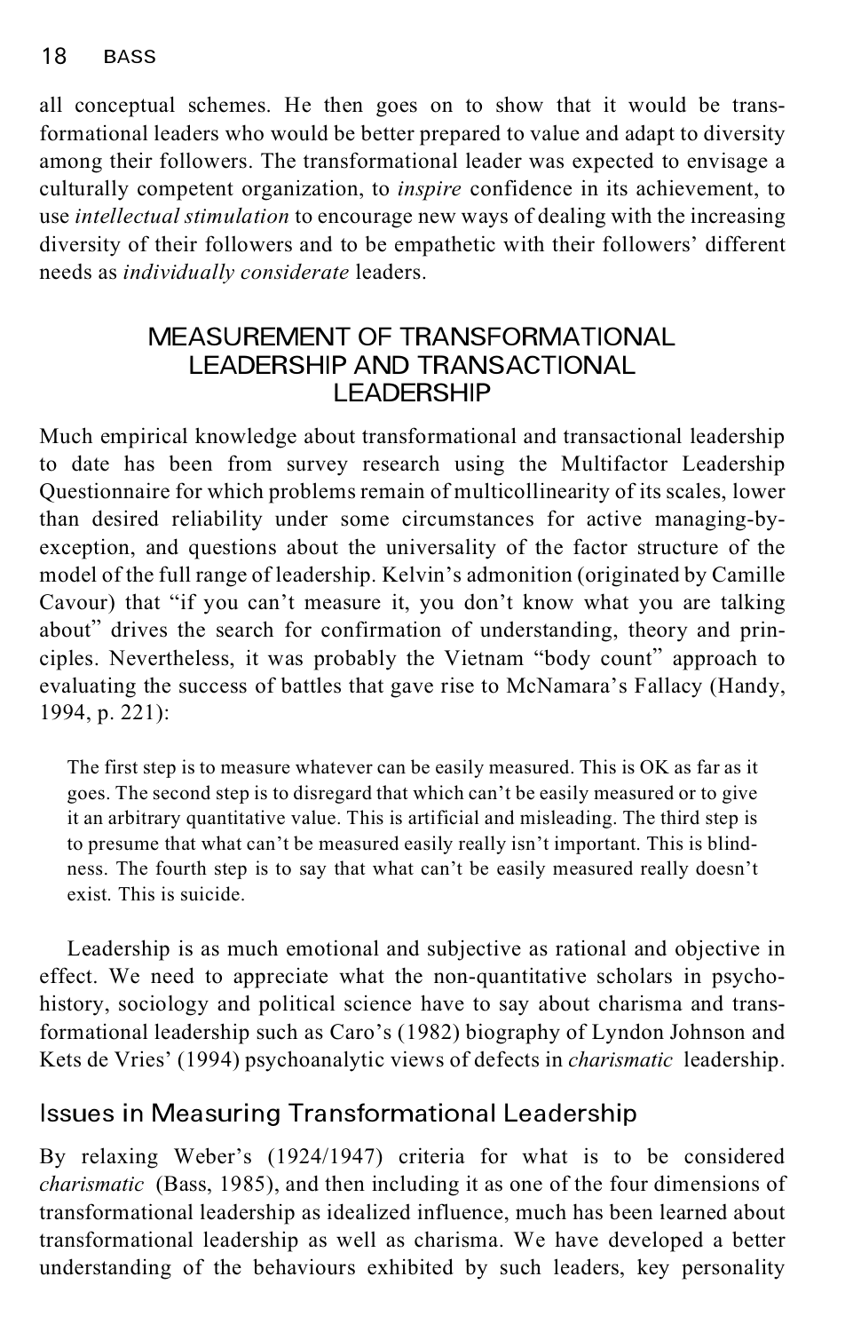all conceptual schemes. He then goes on to show that it would be transformational leaders who would be better prepared to value and adapt to diversity among their followers. The transformational leader was expected to envisage a culturally competent organization, to *inspire* confidence in its achievement, to use *intellectual stimulation* to encourage new ways of dealing with the increasing diversity of their followers and to be empathetic with their followers' different needs as *individually considerate* leaders.

## MEASUREMENT OF TRANSFORMATIONAL LEADERSHIP AND TRANSACTIONAL LEADERSHIP

Much empirical knowledge about transformational and transactional leadership to date has been from survey research using the Multifactor Leadership Questionnaire for which problems remain of multicollinearity of its scales, lower than desired reliability under some circumstances for active managing-by-exception, and questions about the universality of the factor structure of the model of the full range of leadership. Kelvin's admonition (originated by Camille Cavour) that "if you can't measure it, you don't know what you are talking about" drives the search for confirmation of understanding, theory and principles. Nevertheless, it was probably the Vietnam "body count" approach to evaluating the success of battles that gave rise to McNamara's Fallacy (Handy, 1994, p. 221):

> The first step is to measure whatever can be easily measured. This is OK as far as it goes. The second step is to disregard that which can't be easily measured or to give it an arbitrary quantitative value. This is artificial and misleading. The third step is to presume that what can't be measured easily really isn't important. This is blindness. The fourth step is to say that what can't be easily measured really doesn't exist. This is suicide.

Leadership is as much emotional and subjective as rational and objective in effect. We need to appreciate what the non-quantitative scholars in psychohistory, sociology and political science have to say about charisma and transformational leadership such as Caro's (1982) biography of Lyndon Johnson and Kets de Vries' (1994) psychoanalytic views of defects in *charismatic* leadership.

### Issues in Measuring Transformational Leadership

By relaxing Weber's (1924/1947) criteria for what is to be considered *charismatic* (Bass, 1985), and then including it as one of the four dimensions of transformational leadership as idealized influence, much has been learned about transformational leadership as well as charisma. We have developed a better understanding of the behaviours exhibited by such leaders, key personality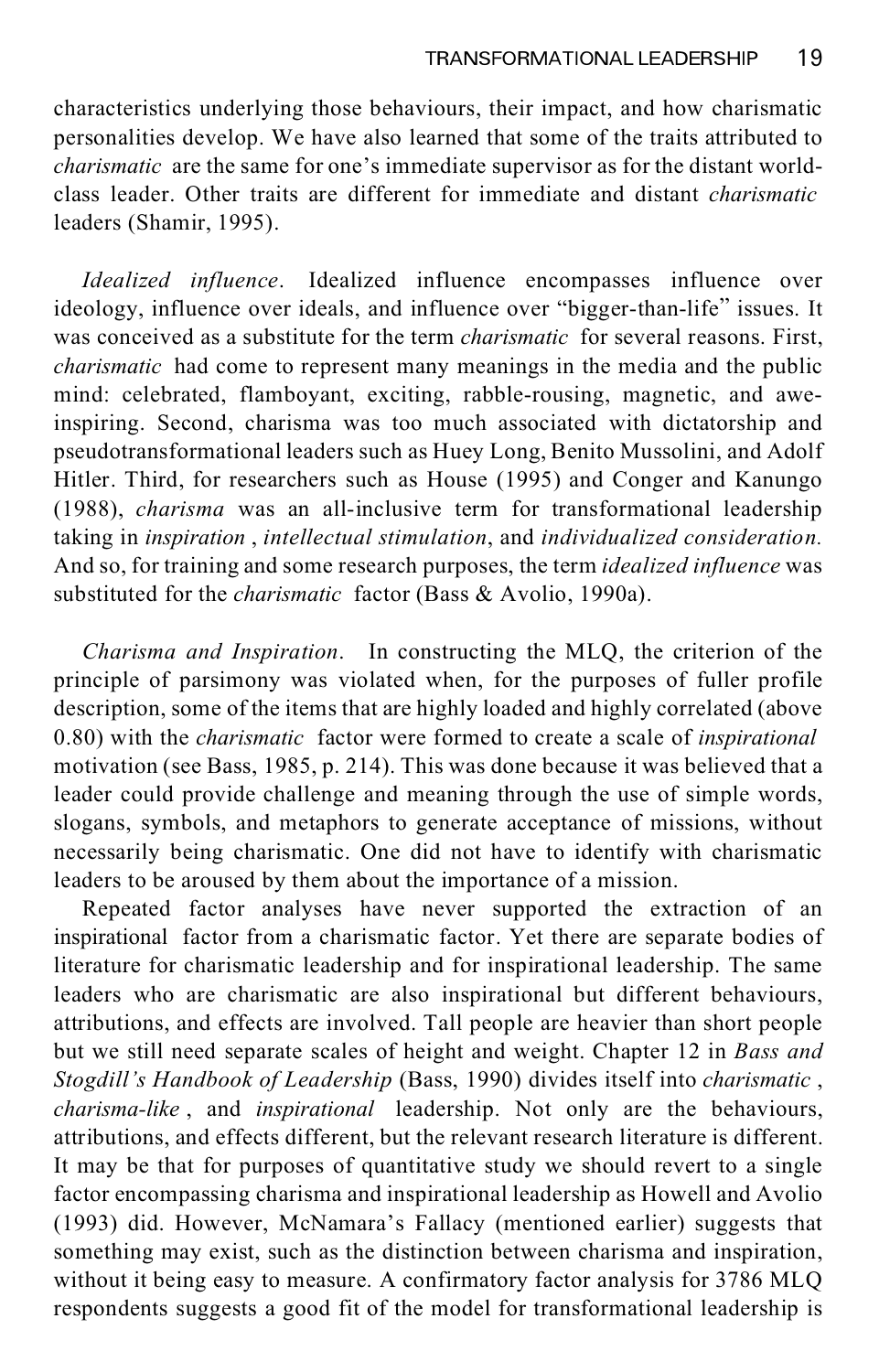characteristics underlying those behaviours, their impact, and how charismatic personalities develop. We have also learned that some of the traits attributed to *charismatic* are the same for one's immediate supervisor as for the distant world-class leader. Other traits are different for immediate and distant *charismatic* leaders (Shamir, 1995).

*Idealized influence*. Idealized influence encompasses influence over ideology, influence over ideals, and influence over "bigger-than-life" issues. It was conceived as a substitute for the term *charismatic* for several reasons. First, *charismatic* had come to represent many meanings in the media and the public mind: celebrated, flamboyant, exciting, rabble-rousing, magnetic, and awe-inspiring. Second, charisma was too much associated with dictatorship and pseudotransformational leaders such as Huey Long, Benito Mussolini, and Adolf Hitler. Third, for researchers such as House (1995) and Conger and Kanungo (1988), *charisma* was an all-inclusive term for transformational leadership taking in *inspiration*, *intellectual stimulation*, and *individualized consideration.* And so, for training and some research purposes, the term *idealized influence* was substituted for the *charismatic* factor (Bass & Avolio, 1990a).

*Charisma and Inspiration*. In constructing the MLQ, the criterion of the principle of parsimony was violated when, for the purposes of fuller profile description, some of the items that are highly loaded and highly correlated (above 0.80) with the *charismatic* factor were formed to create a scale of *inspirational* motivation (see Bass, 1985, p. 214). This was done because it was believed that a leader could provide challenge and meaning through the use of simple words, slogans, symbols, and metaphors to generate acceptance of missions, without necessarily being charismatic. One did not have to identify with charismatic leaders to be aroused by them about the importance of a mission.

Repeated factor analyses have never supported the extraction of an inspirational factor from a charismatic factor. Yet there are separate bodies of literature for charismatic leadership and for inspirational leadership. The same leaders who are charismatic are also inspirational but different behaviours, attributions, and effects are involved. Tall people are heavier than short people but we still need separate scales of height and weight. Chapter 12 in *Bass and Stogdill's Handbook of Leadership* (Bass, 1990) divides itself into *charismatic*, *charisma-like*, and *inspirational* leadership. Not only are the behaviours, attributions, and effects different, but the relevant research literature is different. It may be that for purposes of quantitative study we should revert to a single factor encompassing charisma and inspirational leadership as Howell and Avolio (1993) did. However, McNamara's Fallacy (mentioned earlier) suggests that something may exist, such as the distinction between charisma and inspiration, without it being easy to measure. A confirmatory factor analysis for 3786 MLQ respondents suggests a good fit of the model for transformational leadership is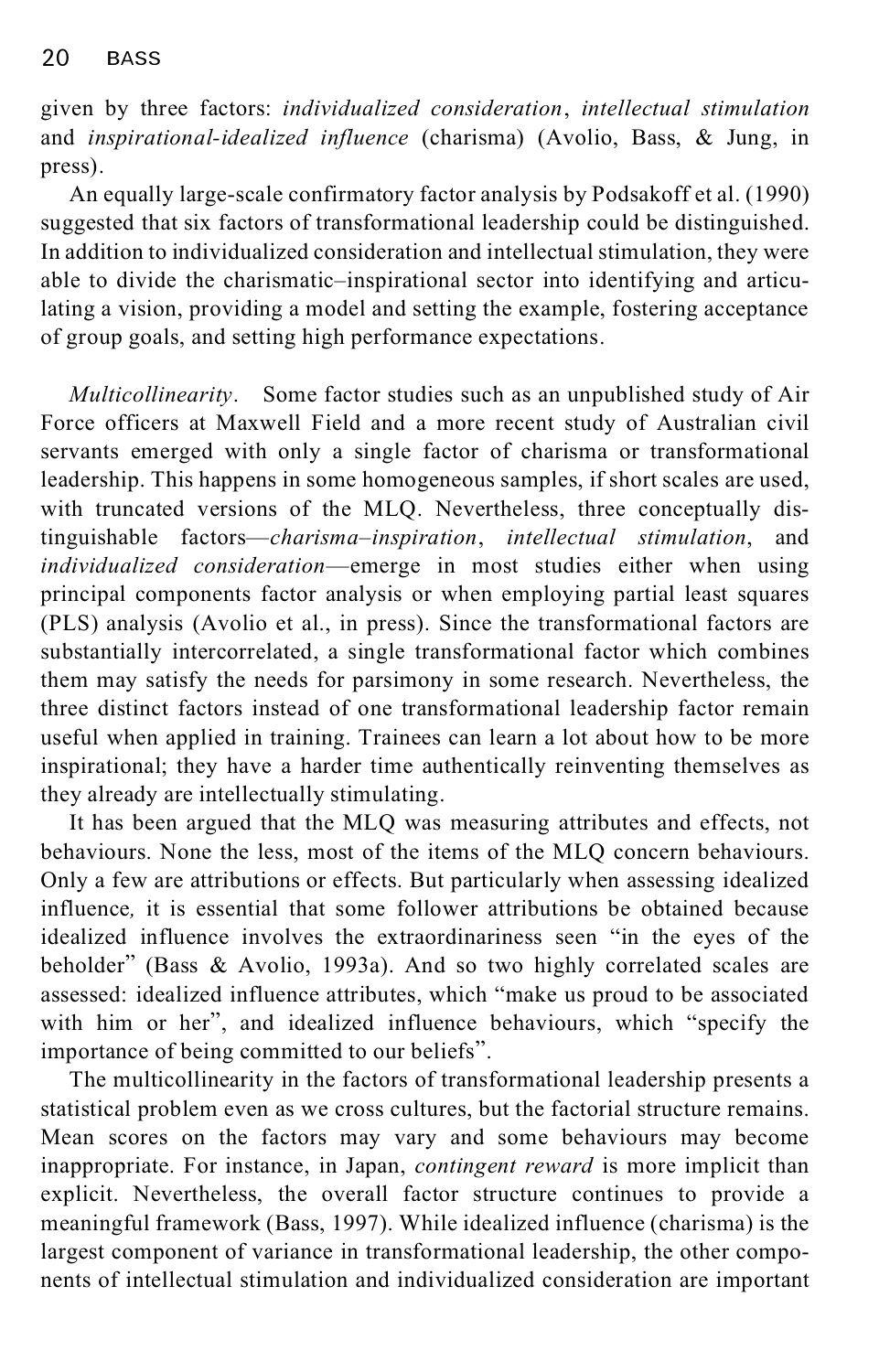given by three factors: *individualized consideration*, *intellectual stimulation* and *inspirational-idealized influence* (charisma) (Avolio, Bass, & Jung, in press).

An equally large-scale confirmatory factor analysis by Podsakoff et al. (1990) suggested that six factors of transformational leadership could be distinguished. In addition to individualized consideration and intellectual stimulation, they were able to divide the charismatic–inspirational sector into identifying and articulating a vision, providing a model and setting the example, fostering acceptance of group goals, and setting high performance expectations.

*Multicollinearity*. Some factor studies such as an unpublished study of Air Force officers at Maxwell Field and a more recent study of Australian civil servants emerged with only a single factor of charisma or transformational leadership. This happens in some homogeneous samples, if short scales are used, with truncated versions of the MLQ. Nevertheless, three conceptually distinguishable factors—*charisma–inspiration*, *intellectual stimulation*, and *individualized consideration*—emerge in most studies either when using principal components factor analysis or when employing partial least squares (PLS) analysis (Avolio et al., in press). Since the transformational factors are substantially intercorrelated, a single transformational factor which combines them may satisfy the needs for parsimony in some research. Nevertheless, the three distinct factors instead of one transformational leadership factor remain useful when applied in training. Trainees can learn a lot about how to be more inspirational; they have a harder time authentically reinventing themselves as they already are intellectually stimulating.

It has been argued that the MLQ was measuring attributes and effects, not behaviours. None the less, most of the items of the MLQ concern behaviours. Only a few are attributions or effects. But particularly when assessing idealized influence, it is essential that some follower attributions be obtained because idealized influence involves the extraordinariness seen "in the eyes of the beholder" (Bass & Avolio, 1993a). And so two highly correlated scales are assessed: idealized influence attributes, which "make us proud to be associated with him or her", and idealized influence behaviours, which "specify the importance of being committed to our beliefs".

The multicollinearity in the factors of transformational leadership presents a statistical problem even as we cross cultures, but the factorial structure remains. Mean scores on the factors may vary and some behaviours may become inappropriate. For instance, in Japan, *contingent reward* is more implicit than explicit. Nevertheless, the overall factor structure continues to provide a meaningful framework (Bass, 1997). While idealized influence (charisma) is the largest component of variance in transformational leadership, the other components of intellectual stimulation and individualized consideration are important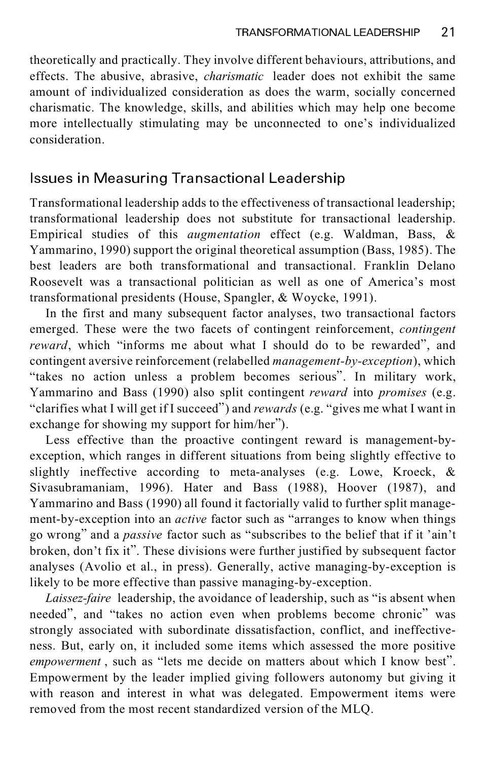theoretically and practically. They involve different behaviours, attributions, and effects. The abusive, abrasive, *charismatic* leader does not exhibit the same amount of individualized consideration as does the warm, socially concerned charismatic. The knowledge, skills, and abilities which may help one become more intellectually stimulating may be unconnected to one's individualized consideration.

## Issues in Measuring Transactional Leadership

Transformational leadership adds to the effectiveness of transactional leadership; transformational leadership does not substitute for transactional leadership. Empirical studies of this *augmentation* effect (e.g. Waldman, Bass, & Yammarino, 1990) support the original theoretical assumption (Bass, 1985). The best leaders are both transformational and transactional. Franklin Delano Roosevelt was a transactional politician as well as one of America's most transformational presidents (House, Spangler, & Woycke, 1991).

In the first and many subsequent factor analyses, two transactional factors emerged. These were the two facets of contingent reinforcement, *contingent reward*, which "informs me about what I should do to be rewarded", and contingent aversive reinforcement (relabelled *management-by-exception*), which "takes no action unless a problem becomes serious". In military work, Yammarino and Bass (1990) also split contingent *reward* into *promises* (e.g. "clarifies what I will get if I succeed") and *rewards* (e.g. "gives me what I want in exchange for showing my support for him/her").

Less effective than the proactive contingent reward is management-by-exception, which ranges in different situations from being slightly effective to slightly ineffective according to meta-analyses (e.g. Lowe, Kroeck, & Sivasubramaniam, 1996). Hater and Bass (1988), Hoover (1987), and Yammarino and Bass (1990) all found it factorially valid to further split management-by-exception into an *active* factor such as "arranges to know when things go wrong" and a *passive* factor such as "subscribes to the belief that if it 'ain't broken, don't fix it". These divisions were further justified by subsequent factor analyses (Avolio et al., in press). Generally, active managing-by-exception is likely to be more effective than passive managing-by-exception.

*Laissez-faire* leadership, the avoidance of leadership, such as "is absent when needed", and "takes no action even when problems become chronic" was strongly associated with subordinate dissatisfaction, conflict, and ineffectiveness. But, early on, it included some items which assessed the more positive *empowerment*, such as "lets me decide on matters about which I know best". Empowerment by the leader implied giving followers autonomy but giving it with reason and interest in what was delegated. Empowerment items were removed from the most recent standardized version of the MLQ.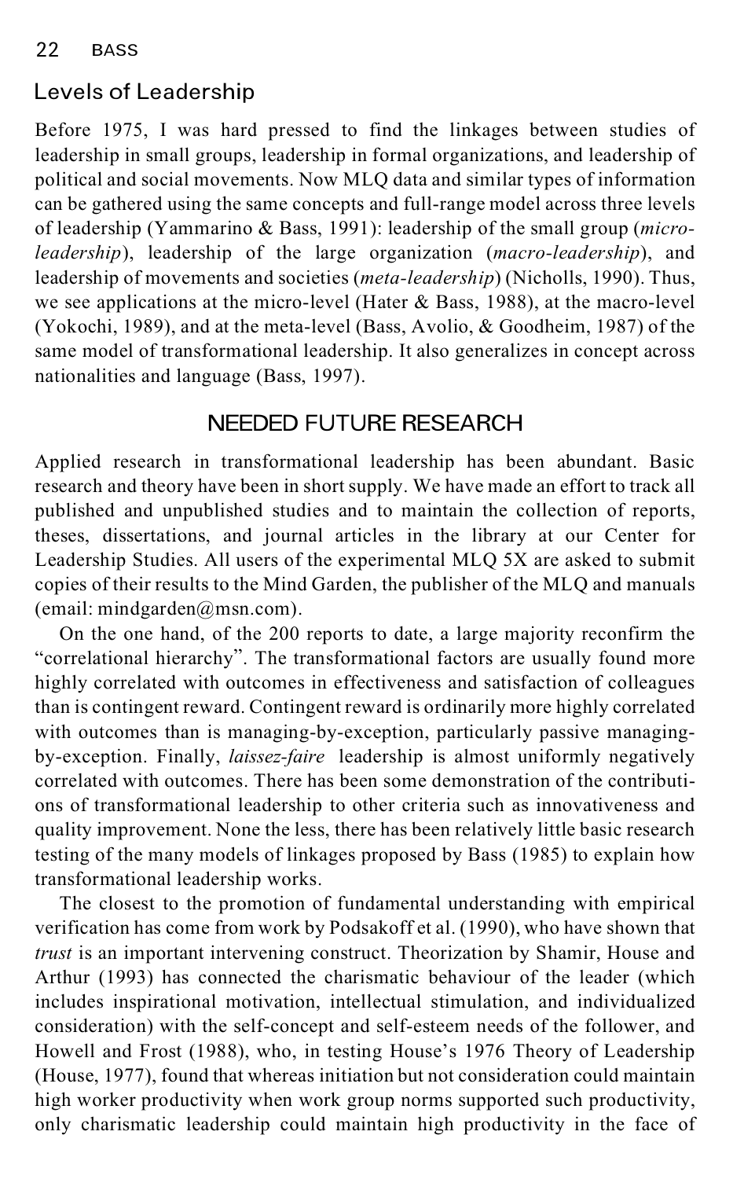## Levels of Leadership

Before 1975, I was hard pressed to find the linkages between studies of leadership in small groups, leadership in formal organizations, and leadership of political and social movements. Now MLQ data and similar types of information can be gathered using the same concepts and full-range model across three levels of leadership (Yammarino & Bass, 1991): leadership of the small group (*micro-leadership*), leadership of the large organization (*macro-leadership*), and leadership of movements and societies (*meta-leadership*) (Nicholls, 1990). Thus, we see applications at the micro-level (Hater & Bass, 1988), at the macro-level (Yokochi, 1989), and at the meta-level (Bass, Avolio, & Goodheim, 1987) of the same model of transformational leadership. It also generalizes in concept across nationalities and language (Bass, 1997).

# NEEDED FUTURE RESEARCH

Applied research in transformational leadership has been abundant. Basic research and theory have been in short supply. We have made an effort to track all published and unpublished studies and to maintain the collection of reports, theses, dissertations, and journal articles in the library at our Center for Leadership Studies. All users of the experimental MLQ 5X are asked to submit copies of their results to the Mind Garden, the publisher of the MLQ and manuals (email: mindgarden@msn.com).

On the one hand, of the 200 reports to date, a large majority reconfirm the "correlational hierarchy". The transformational factors are usually found more highly correlated with outcomes in effectiveness and satisfaction of colleagues than is contingent reward. Contingent reward is ordinarily more highly correlated with outcomes than is managing-by-exception, particularly passive managing-by-exception. Finally, *laissez-faire* leadership is almost uniformly negatively correlated with outcomes. There has been some demonstration of the contributions of transformational leadership to other criteria such as innovativeness and quality improvement. None the less, there has been relatively little basic research testing of the many models of linkages proposed by Bass (1985) to explain how transformational leadership works.

The closest to the promotion of fundamental understanding with empirical verification has come from work by Podsakoff et al. (1990), who have shown that *trust* is an important intervening construct. Theorization by Shamir, House and Arthur (1993) has connected the charismatic behaviour of the leader (which includes inspirational motivation, intellectual stimulation, and individualized consideration) with the self-concept and self-esteem needs of the follower, and Howell and Frost (1988), who, in testing House's 1976 Theory of Leadership (House, 1977), found that whereas initiation but not consideration could maintain high worker productivity when work group norms supported such productivity, only charismatic leadership could maintain high productivity in the face of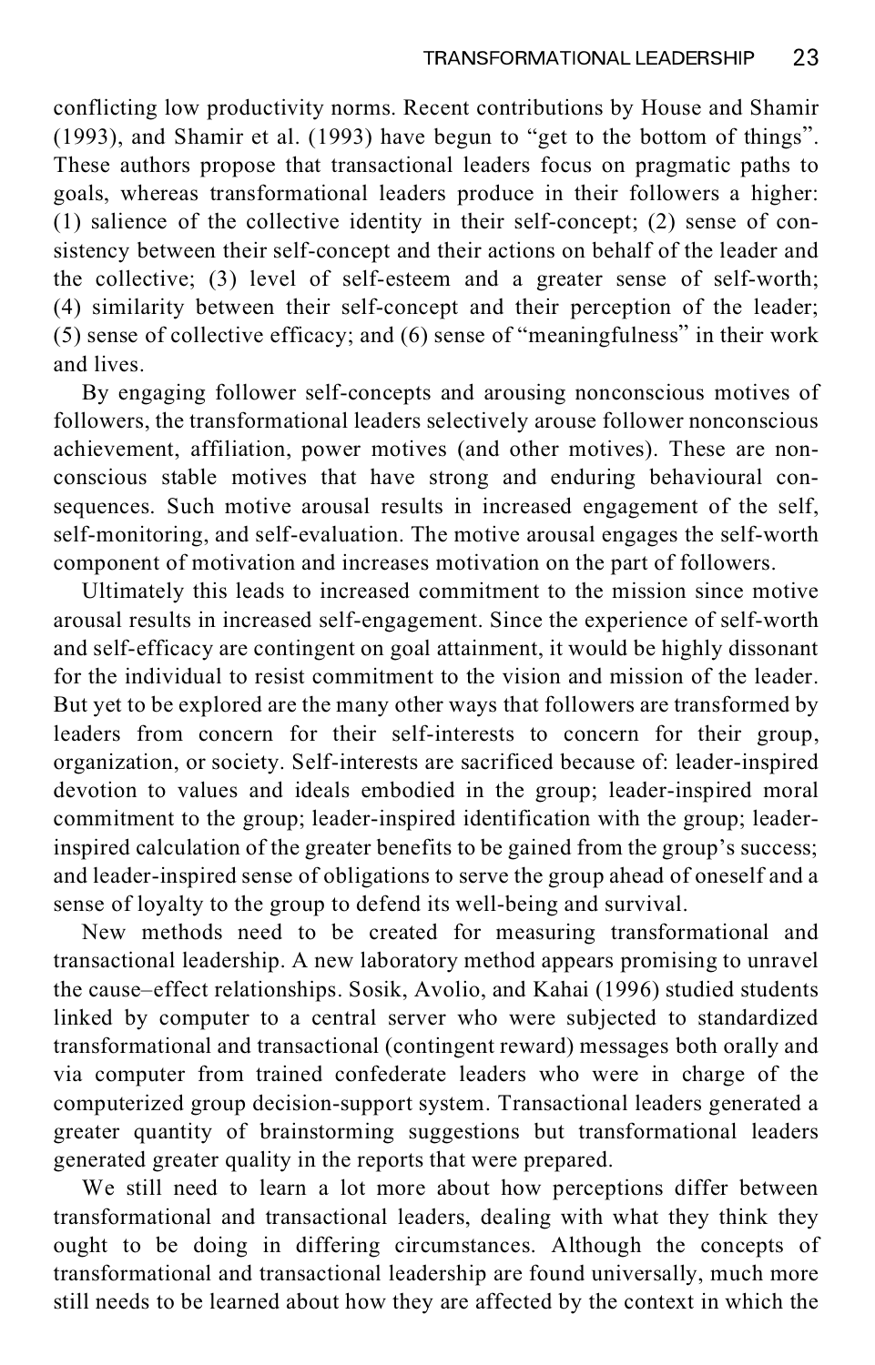conflicting low productivity norms. Recent contributions by House and Shamir (1993), and Shamir et al. (1993) have begun to "get to the bottom of things". These authors propose that transactional leaders focus on pragmatic paths to goals, whereas transformational leaders produce in their followers a higher: (1) salience of the collective identity in their self-concept; (2) sense of consistency between their self-concept and their actions on behalf of the leader and the collective; (3) level of self-esteem and a greater sense of self-worth; (4) similarity between their self-concept and their perception of the leader; (5) sense of collective efficacy; and (6) sense of "meaningfulness" in their work and lives.

By engaging follower self-concepts and arousing nonconscious motives of followers, the transformational leaders selectively arouse follower nonconscious achievement, affiliation, power motives (and other motives). These are nonconscious stable motives that have strong and enduring behavioural consequences. Such motive arousal results in increased engagement of the self, self-monitoring, and self-evaluation. The motive arousal engages the self-worth component of motivation and increases motivation on the part of followers.

Ultimately this leads to increased commitment to the mission since motive arousal results in increased self-engagement. Since the experience of self-worth and self-efficacy are contingent on goal attainment, it would be highly dissonant for the individual to resist commitment to the vision and mission of the leader. But yet to be explored are the many other ways that followers are transformed by leaders from concern for their self-interests to concern for their group, organization, or society. Self-interests are sacrificed because of: leader-inspired devotion to values and ideals embodied in the group; leader-inspired moral commitment to the group; leader-inspired identification with the group; leader-inspired calculation of the greater benefits to be gained from the group's success; and leader-inspired sense of obligations to serve the group ahead of oneself and a sense of loyalty to the group to defend its well-being and survival.

New methods need to be created for measuring transformational and transactional leadership. A new laboratory method appears promising to unravel the cause–effect relationships. Sosik, Avolio, and Kahai (1996) studied students linked by computer to a central server who were subjected to standardized transformational and transactional (contingent reward) messages both orally and via computer from trained confederate leaders who were in charge of the computerized group decision-support system. Transactional leaders generated a greater quantity of brainstorming suggestions but transformational leaders generated greater quality in the reports that were prepared.

We still need to learn a lot more about how perceptions differ between transformational and transactional leaders, dealing with what they think they ought to be doing in differing circumstances. Although the concepts of transformational and transactional leadership are found universally, much more still needs to be learned about how they are affected by the context in which the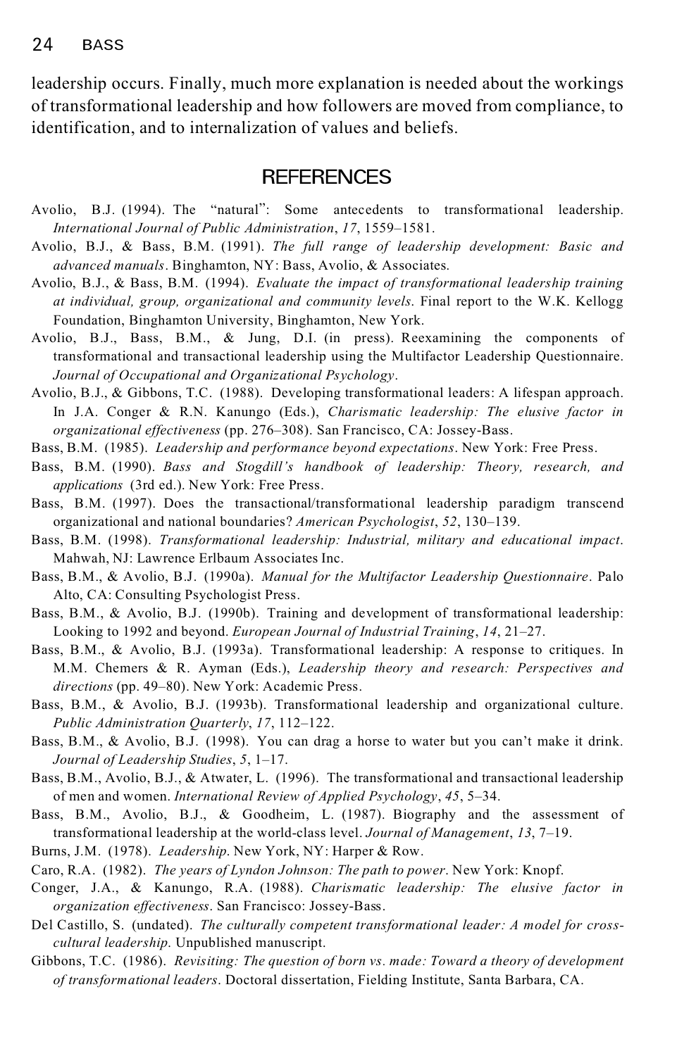leadership occurs. Finally, much more explanation is needed about the workings of transformational leadership and how followers are moved from compliance, to identification, and to internalization of values and beliefs.

## REFERENCES

Avolio, B.J. (1994). The "natural": Some antecedents to transformational leadership. *International Journal of Public Administration*, *17*, 1559–1581.

Avolio, B.J., & Bass, B.M. (1991). *The full range of leadership development: Basic and advanced manuals*. Binghamton, NY: Bass, Avolio, & Associates.

Avolio, B.J., & Bass, B.M. (1994). *Evaluate the impact of transformational leadership training at individual, group, organizational and community levels*. Final report to the W.K. Kellogg Foundation, Binghamton University, Binghamton, New York.

Avolio, B.J., Bass, B.M., & Jung, D.I. (in press). Reexamining the components of transformational and transactional leadership using the Multifactor Leadership Questionnaire. *Journal of Occupational and Organizational Psychology*.

Avolio, B.J., & Gibbons, T.C. (1988). Developing transformational leaders: A lifespan approach. In J.A. Conger & R.N. Kanungo (Eds.), *Charismatic leadership: The elusive factor in organizational effectiveness* (pp. 276–308). San Francisco, CA: Jossey-Bass.

Bass, B.M. (1985). *Leadership and performance beyond expectations*. New York: Free Press.

Bass, B.M. (1990). *Bass and Stogdill's handbook of leadership: Theory, research, and applications* (3rd ed.). New York: Free Press.

Bass, B.M. (1997). Does the transactional/transformational leadership paradigm transcend organizational and national boundaries? *American Psychologist*, *52*, 130–139.

Bass, B.M. (1998). *Transformational leadership: Industrial, military and educational impact*. Mahwah, NJ: Lawrence Erlbaum Associates Inc.

Bass, B.M., & Avolio, B.J. (1990a). *Manual for the Multifactor Leadership Questionnaire*. Palo Alto, CA: Consulting Psychologist Press.

Bass, B.M., & Avolio, B.J. (1990b). Training and development of transformational leadership: Looking to 1992 and beyond. *European Journal of Industrial Training*, *14*, 21–27.

Bass, B.M., & Avolio, B.J. (1993a). Transformational leadership: A response to critiques. In M.M. Chemers & R. Ayman (Eds.), *Leadership theory and research: Perspectives and directions* (pp. 49–80). New York: Academic Press.

Bass, B.M., & Avolio, B.J. (1993b). Transformational leadership and organizational culture. *Public Administration Quarterly*, *17*, 112–122.

Bass, B.M., & Avolio, B.J. (1998). You can drag a horse to water but you can't make it drink. *Journal of Leadership Studies*, *5*, 1–17.

Bass, B.M., Avolio, B.J., & Atwater, L. (1996). The transformational and transactional leadership of men and women. *International Review of Applied Psychology*, *45*, 5–34.

Bass, B.M., Avolio, B.J., & Goodheim, L. (1987). Biography and the assessment of transformational leadership at the world-class level. *Journal of Management*, *13*, 7–19.

Burns, J.M. (1978). *Leadership*. New York, NY: Harper & Row.

Caro, R.A. (1982). *The years of Lyndon Johnson: The path to power*. New York: Knopf.

Conger, J.A., & Kanungo, R.A. (1988). *Charismatic leadership: The elusive factor in organization effectiveness*. San Francisco: Jossey-Bass.

Del Castillo, S. (undated). *The culturally competent transformational leader: A model for cross-cultural leadership*. Unpublished manuscript.

Gibbons, T.C. (1986). *Revisiting: The question of born vs. made: Toward a theory of development of transformational leaders*. Doctoral dissertation, Fielding Institute, Santa Barbara, CA.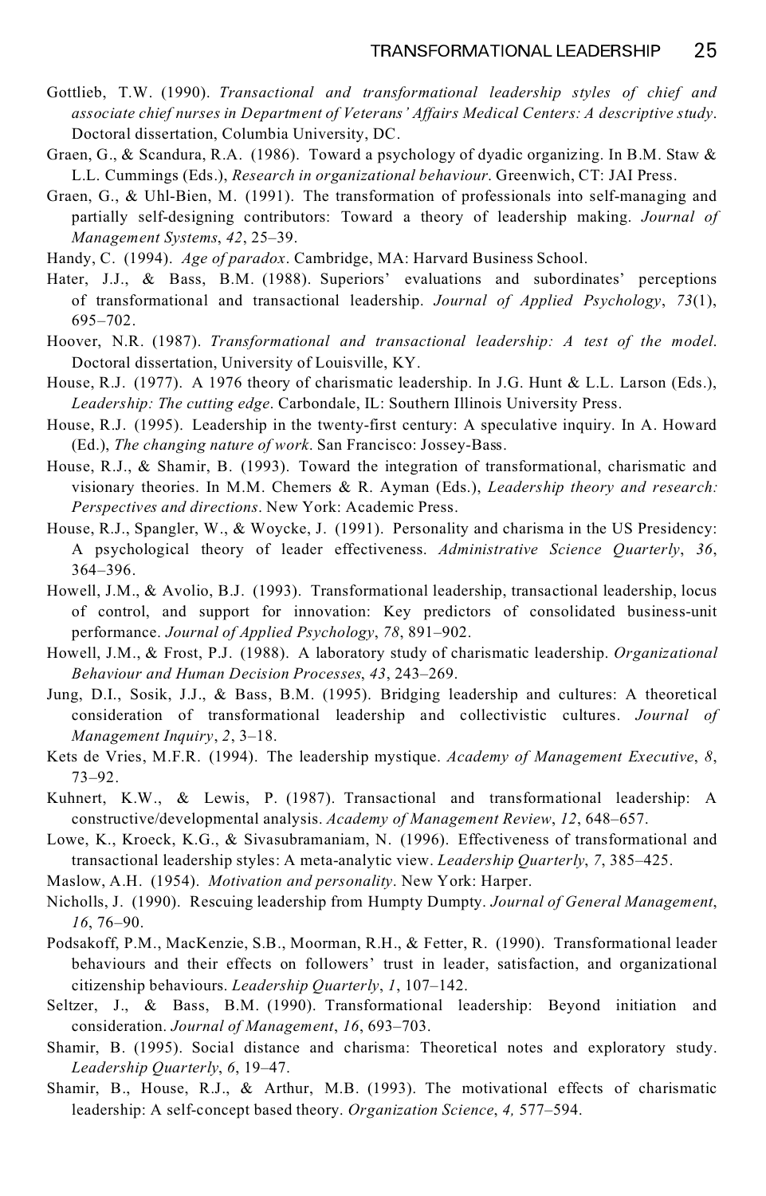Gottlieb, T.W. (1990). *Transactional and transformational leadership styles of chief and associate chief nurses in Department of Veterans' Affairs Medical Centers: A descriptive study*. Doctoral dissertation, Columbia University, DC.

Graen, G., & Scandura, R.A. (1986). Toward a psychology of dyadic organizing. In B.M. Staw & L.L. Cummings (Eds.), *Research in organizational behaviour*. Greenwich, CT: JAI Press.

Graen, G., & Uhl-Bien, M. (1991). The transformation of professionals into self-managing and partially self-designing contributors: Toward a theory of leadership making. *Journal of Management Systems*, *42*, 25–39.

Handy, C. (1994). *Age of paradox*. Cambridge, MA: Harvard Business School.

Hater, J.J., & Bass, B.M. (1988). Superiors' evaluations and subordinates' perceptions of transformational and transactional leadership. *Journal of Applied Psychology*, *73*(1), 695–702.

Hoover, N.R. (1987). *Transformational and transactional leadership: A test of the model*. Doctoral dissertation, University of Louisville, KY.

House, R.J. (1977). A 1976 theory of charismatic leadership. In J.G. Hunt & L.L. Larson (Eds.), *Leadership: The cutting edge*. Carbondale, IL: Southern Illinois University Press.

House, R.J. (1995). Leadership in the twenty-first century: A speculative inquiry. In A. Howard (Ed.), *The changing nature of work*. San Francisco: Jossey-Bass.

House, R.J., & Shamir, B. (1993). Toward the integration of transformational, charismatic and visionary theories. In M.M. Chemers & R. Ayman (Eds.), *Leadership theory and research: Perspectives and directions*. New York: Academic Press.

House, R.J., Spangler, W., & Woycke, J. (1991). Personality and charisma in the US Presidency: A psychological theory of leader effectiveness. *Administrative Science Quarterly*, *36*, 364–396.

Howell, J.M., & Avolio, B.J. (1993). Transformational leadership, transactional leadership, locus of control, and support for innovation: Key predictors of consolidated business-unit performance. *Journal of Applied Psychology*, *78*, 891–902.

Howell, J.M., & Frost, P.J. (1988). A laboratory study of charismatic leadership. *Organizational Behaviour and Human Decision Processes*, *43*, 243–269.

Jung, D.I., Sosik, J.J., & Bass, B.M. (1995). Bridging leadership and cultures: A theoretical consideration of transformational leadership and collectivistic cultures. *Journal of Management Inquiry*, *2*, 3–18.

Kets de Vries, M.F.R. (1994). The leadership mystique. *Academy of Management Executive*, *8*, 73–92.

Kuhnert, K.W., & Lewis, P. (1987). Transactional and transformational leadership: A constructive/developmental analysis. *Academy of Management Review*, *12*, 648–657.

Lowe, K., Kroeck, K.G., & Sivasubramaniam, N. (1996). Effectiveness of transformational and transactional leadership styles: A meta-analytic view. *Leadership Quarterly*, *7*, 385–425.

Maslow, A.H. (1954). *Motivation and personality*. New York: Harper.

Nicholls, J. (1990). Rescuing leadership from Humpty Dumpty. *Journal of General Management*, *16*, 76–90.

Podsakoff, P.M., MacKenzie, S.B., Moorman, R.H., & Fetter, R. (1990). Transformational leader behaviours and their effects on followers' trust in leader, satisfaction, and organizational citizenship behaviours. *Leadership Quarterly*, *1*, 107–142.

Seltzer, J., & Bass, B.M. (1990). Transformational leadership: Beyond initiation and consideration. *Journal of Management*, *16*, 693–703.

Shamir, B. (1995). Social distance and charisma: Theoretical notes and exploratory study. *Leadership Quarterly*, *6*, 19–47.

Shamir, B., House, R.J., & Arthur, M.B. (1993). The motivational effects of charismatic leadership: A self-concept based theory. *Organization Science*, *4,* 577–594.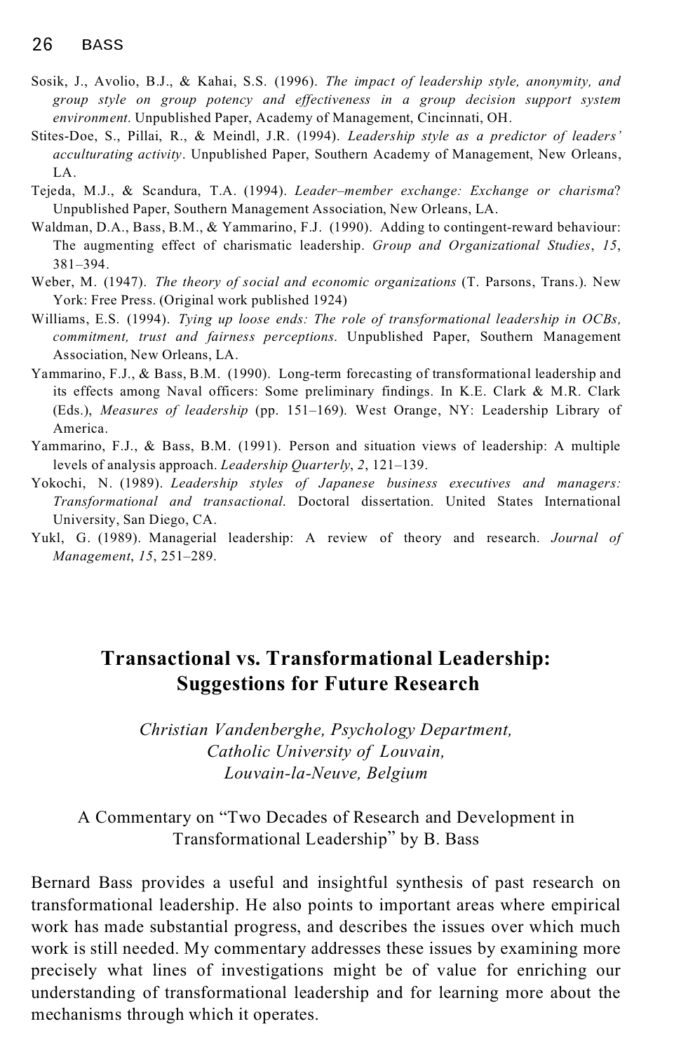Sosik, J., Avolio, B.J., & Kahai, S.S. (1996). *The impact of leadership style, anonymity, and group style on group potency and effectiveness in a group decision support system environment*. Unpublished Paper, Academy of Management, Cincinnati, OH.

Stites-Doe, S., Pillai, R., & Meindl, J.R. (1994). *Leadership style as a predictor of leaders' acculturating activity*. Unpublished Paper, Southern Academy of Management, New Orleans, LA.

Tejeda, M.J., & Scandura, T.A. (1994). *Leader–member exchange: Exchange or charisma*? Unpublished Paper, Southern Management Association, New Orleans, LA.

Waldman, D.A., Bass, B.M., & Yammarino, F.J. (1990). Adding to contingent-reward behaviour: The augmenting effect of charismatic leadership. *Group and Organizational Studies*, *15*, 381–394.

Weber, M. (1947). *The theory of social and economic organizations* (T. Parsons, Trans.). New York: Free Press. (Original work published 1924)

Williams, E.S. (1994). *Tying up loose ends: The role of transformational leadership in OCBs, commitment, trust and fairness perceptions*. Unpublished Paper, Southern Management Association, New Orleans, LA.

Yammarino, F.J., & Bass, B.M. (1990). Long-term forecasting of transformational leadership and its effects among Naval officers: Some preliminary findings. In K.E. Clark & M.R. Clark (Eds.), *Measures of leadership* (pp. 151–169). West Orange, NY: Leadership Library of America.

Yammarino, F.J., & Bass, B.M. (1991). Person and situation views of leadership: A multiple levels of analysis approach. *Leadership Quarterly*, *2*, 121–139.

Yokochi, N. (1989). *Leadership styles of Japanese business executives and managers: Transformational and transactional*. Doctoral dissertation. United States International University, San Diego, CA.

Yukl, G. (1989). Managerial leadership: A review of theory and research. *Journal of Management*, *15*, 251–289.

# Transactional vs. Transformational Leadership: Suggestions for Future Research

*Christian Vandenberghe, Psychology Department, Catholic University of Louvain, Louvain-la-Neuve, Belgium*

A Commentary on "Two Decades of Research and Development in Transformational Leadership" by B. Bass

Bernard Bass provides a useful and insightful synthesis of past research on transformational leadership. He also points to important areas where empirical work has made substantial progress, and describes the issues over which much work is still needed. My commentary addresses these issues by examining more precisely what lines of investigations might be of value for enriching our understanding of transformational leadership and for learning more about the mechanisms through which it operates.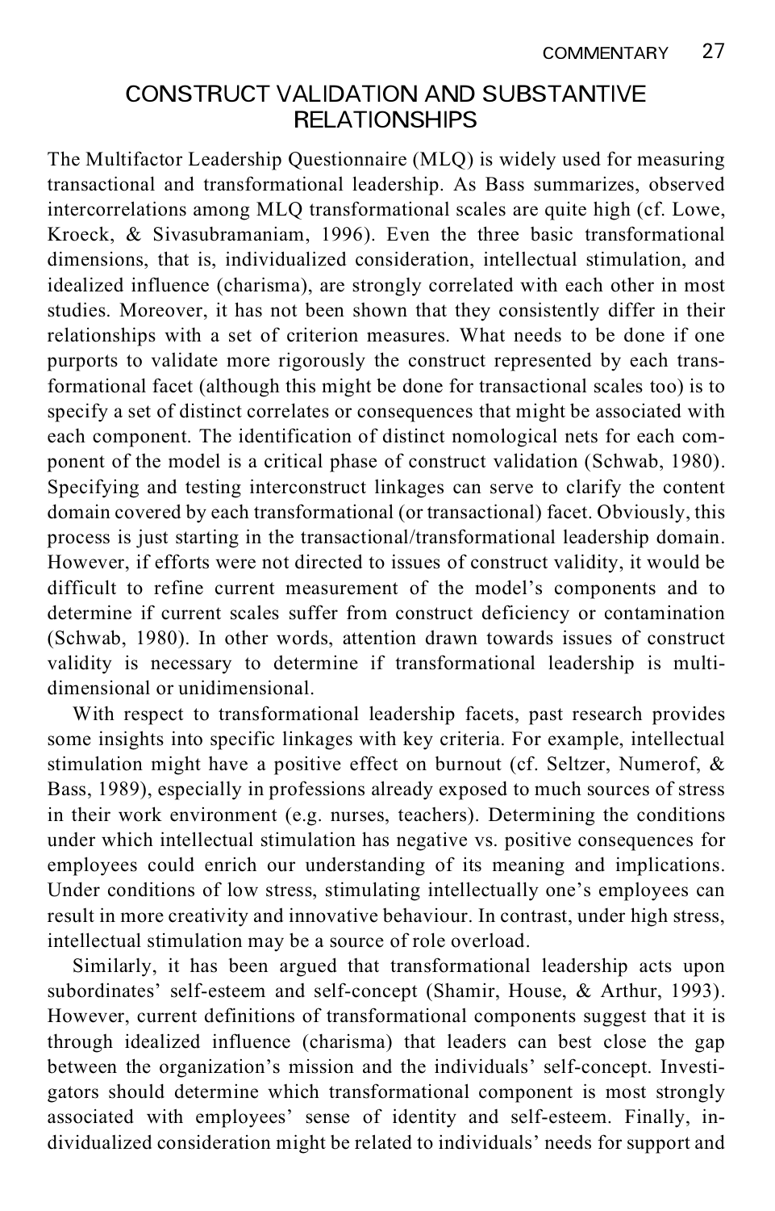## CONSTRUCT VALIDATION AND SUBSTANTIVE RELATIONSHIPS

The Multifactor Leadership Questionnaire (MLQ) is widely used for measuring transactional and transformational leadership. As Bass summarizes, observed intercorrelations among MLQ transformational scales are quite high (cf. Lowe, Kroeck, & Sivasubramaniam, 1996). Even the three basic transformational dimensions, that is, individualized consideration, intellectual stimulation, and idealized influence (charisma), are strongly correlated with each other in most studies. Moreover, it has not been shown that they consistently differ in their relationships with a set of criterion measures. What needs to be done if one purports to validate more rigorously the construct represented by each transformational facet (although this might be done for transactional scales too) is to specify a set of distinct correlates or consequences that might be associated with each component. The identification of distinct nomological nets for each component of the model is a critical phase of construct validation (Schwab, 1980). Specifying and testing interconstruct linkages can serve to clarify the content domain covered by each transformational (or transactional) facet. Obviously, this process is just starting in the transactional/transformational leadership domain. However, if efforts were not directed to issues of construct validity, it would be difficult to refine current measurement of the model's components and to determine if current scales suffer from construct deficiency or contamination (Schwab, 1980). In other words, attention drawn towards issues of construct validity is necessary to determine if transformational leadership is multidimensional or unidimensional.

With respect to transformational leadership facets, past research provides some insights into specific linkages with key criteria. For example, intellectual stimulation might have a positive effect on burnout (cf. Seltzer, Numerof, & Bass, 1989), especially in professions already exposed to much sources of stress in their work environment (e.g. nurses, teachers). Determining the conditions under which intellectual stimulation has negative vs. positive consequences for employees could enrich our understanding of its meaning and implications. Under conditions of low stress, stimulating intellectually one's employees can result in more creativity and innovative behaviour. In contrast, under high stress, intellectual stimulation may be a source of role overload.

Similarly, it has been argued that transformational leadership acts upon subordinates' self-esteem and self-concept (Shamir, House, & Arthur, 1993). However, current definitions of transformational components suggest that it is through idealized influence (charisma) that leaders can best close the gap between the organization's mission and the individuals' self-concept. Investigators should determine which transformational component is most strongly associated with employees' sense of identity and self-esteem. Finally, individualized consideration might be related to individuals' needs for support and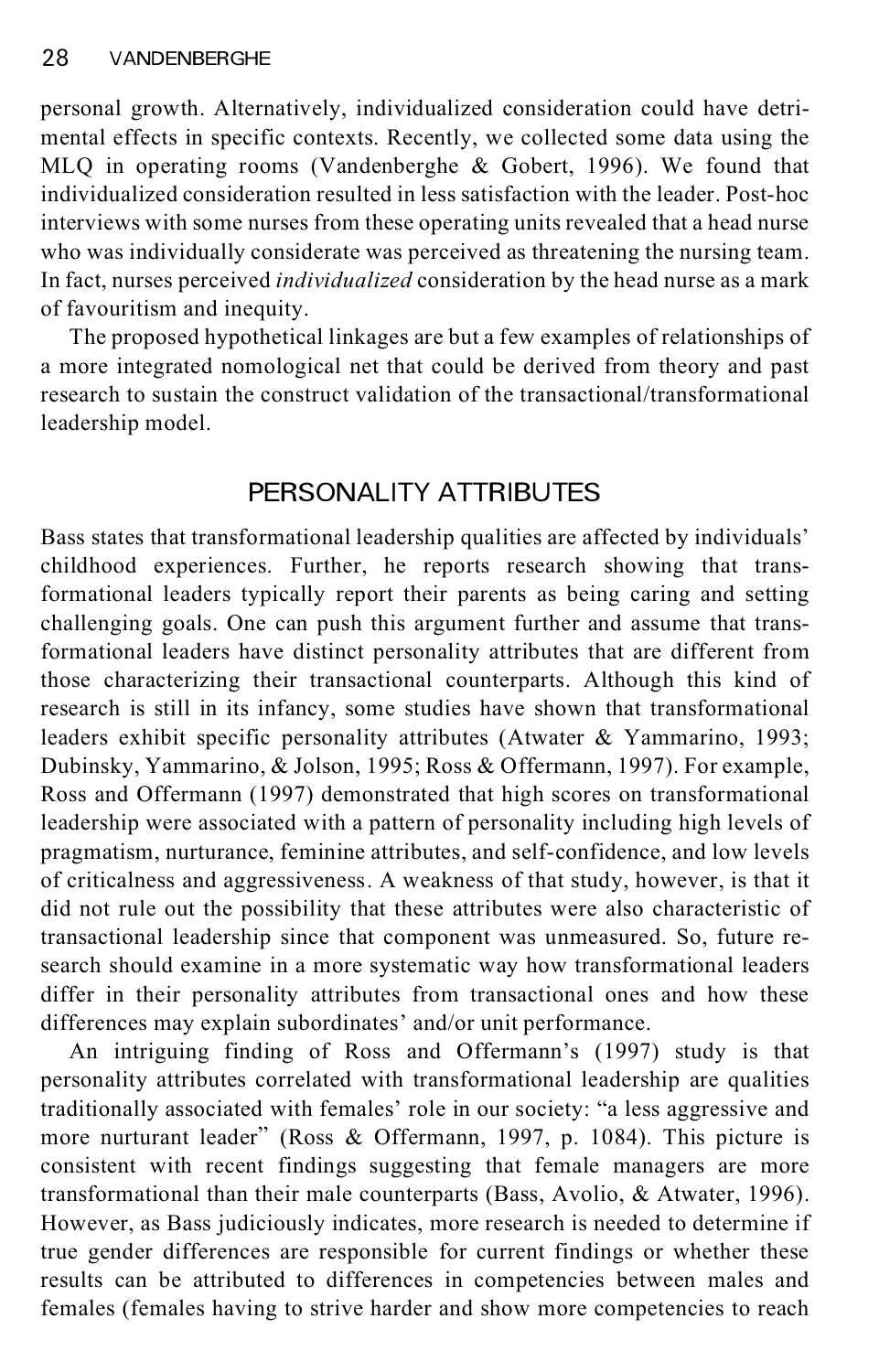personal growth. Alternatively, individualized consideration could have detrimental effects in specific contexts. Recently, we collected some data using the MLQ in operating rooms (Vandenberghe & Gobert, 1996). We found that individualized consideration resulted in less satisfaction with the leader. Post-hoc interviews with some nurses from these operating units revealed that a head nurse who was individually considerate was perceived as threatening the nursing team. In fact, nurses perceived *individualized* consideration by the head nurse as a mark of favouritism and inequity.

The proposed hypothetical linkages are but a few examples of relationships of a more integrated nomological net that could be derived from theory and past research to sustain the construct validation of the transactional/transformational leadership model.

## PERSONALITY ATTRIBUTES

Bass states that transformational leadership qualities are affected by individuals' childhood experiences. Further, he reports research showing that transformational leaders typically report their parents as being caring and setting challenging goals. One can push this argument further and assume that transformational leaders have distinct personality attributes that are different from those characterizing their transactional counterparts. Although this kind of research is still in its infancy, some studies have shown that transformational leaders exhibit specific personality attributes (Atwater & Yammarino, 1993; Dubinsky, Yammarino, & Jolson, 1995; Ross & Offermann, 1997). For example, Ross and Offermann (1997) demonstrated that high scores on transformational leadership were associated with a pattern of personality including high levels of pragmatism, nurturance, feminine attributes, and self-confidence, and low levels of criticalness and aggressiveness. A weakness of that study, however, is that it did not rule out the possibility that these attributes were also characteristic of transactional leadership since that component was unmeasured. So, future research should examine in a more systematic way how transformational leaders differ in their personality attributes from transactional ones and how these differences may explain subordinates' and/or unit performance.

An intriguing finding of Ross and Offermann's (1997) study is that personality attributes correlated with transformational leadership are qualities traditionally associated with females' role in our society: "a less aggressive and more nurturant leader" (Ross & Offermann, 1997, p. 1084). This picture is consistent with recent findings suggesting that female managers are more transformational than their male counterparts (Bass, Avolio, & Atwater, 1996). However, as Bass judiciously indicates, more research is needed to determine if true gender differences are responsible for current findings or whether these results can be attributed to differences in competencies between males and females (females having to strive harder and show more competencies to reach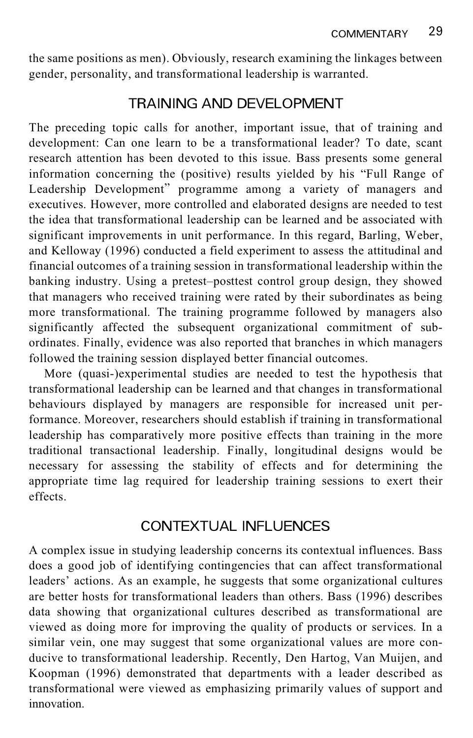the same positions as men). Obviously, research examining the linkages between gender, personality, and transformational leadership is warranted.

## TRAINING AND DEVELOPMENT

The preceding topic calls for another, important issue, that of training and development: Can one learn to be a transformational leader? To date, scant research attention has been devoted to this issue. Bass presents some general information concerning the (positive) results yielded by his "Full Range of Leadership Development" programme among a variety of managers and executives. However, more controlled and elaborated designs are needed to test the idea that transformational leadership can be learned and be associated with significant improvements in unit performance. In this regard, Barling, Weber, and Kelloway (1996) conducted a field experiment to assess the attitudinal and financial outcomes of a training session in transformational leadership within the banking industry. Using a pretest–posttest control group design, they showed that managers who received training were rated by their subordinates as being more transformational. The training programme followed by managers also significantly affected the subsequent organizational commitment of subordinates. Finally, evidence was also reported that branches in which managers followed the training session displayed better financial outcomes.

More (quasi-)experimental studies are needed to test the hypothesis that transformational leadership can be learned and that changes in transformational behaviours displayed by managers are responsible for increased unit performance. Moreover, researchers should establish if training in transformational leadership has comparatively more positive effects than training in the more traditional transactional leadership. Finally, longitudinal designs would be necessary for assessing the stability of effects and for determining the appropriate time lag required for leadership training sessions to exert their effects.

## CONTEXTUAL INFLUENCES

A complex issue in studying leadership concerns its contextual influences. Bass does a good job of identifying contingencies that can affect transformational leaders' actions. As an example, he suggests that some organizational cultures are better hosts for transformational leaders than others. Bass (1996) describes data showing that organizational cultures described as transformational are viewed as doing more for improving the quality of products or services. In a similar vein, one may suggest that some organizational values are more conducive to transformational leadership. Recently, Den Hartog, Van Muijen, and Koopman (1996) demonstrated that departments with a leader described as transformational were viewed as emphasizing primarily values of support and innovation.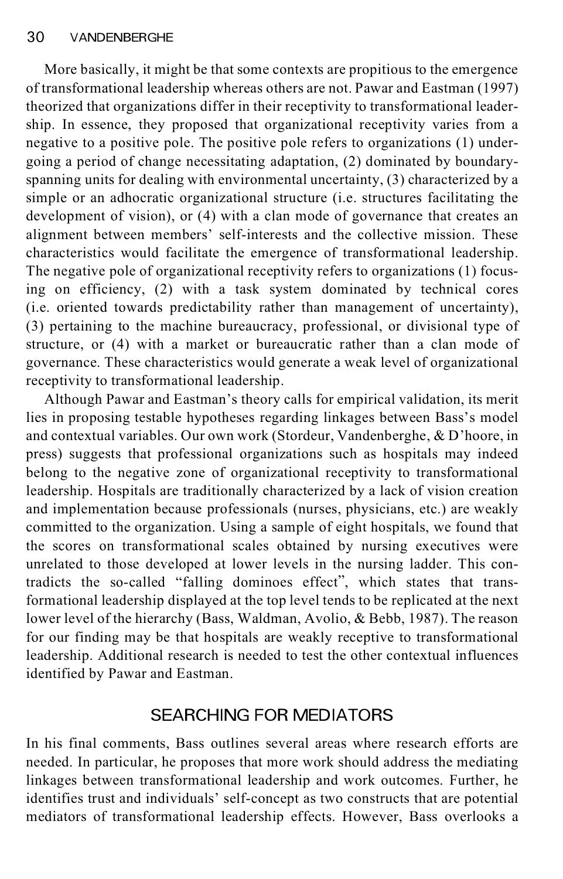More basically, it might be that some contexts are propitious to the emergence of transformational leadership whereas others are not. Pawar and Eastman (1997) theorized that organizations differ in their receptivity to transformational leadership. In essence, they proposed that organizational receptivity varies from a negative to a positive pole. The positive pole refers to organizations (1) undergoing a period of change necessitating adaptation, (2) dominated by boundary-spanning units for dealing with environmental uncertainty, (3) characterized by a simple or an adhocratic organizational structure (i.e. structures facilitating the development of vision), or (4) with a clan mode of governance that creates an alignment between members' self-interests and the collective mission. These characteristics would facilitate the emergence of transformational leadership. The negative pole of organizational receptivity refers to organizations (1) focusing on efficiency, (2) with a task system dominated by technical cores (i.e. oriented towards predictability rather than management of uncertainty), (3) pertaining to the machine bureaucracy, professional, or divisional type of structure, or (4) with a market or bureaucratic rather than a clan mode of governance. These characteristics would generate a weak level of organizational receptivity to transformational leadership.

Although Pawar and Eastman's theory calls for empirical validation, its merit lies in proposing testable hypotheses regarding linkages between Bass's model and contextual variables. Our own work (Stordeur, Vandenberghe, & D'hoore, in press) suggests that professional organizations such as hospitals may indeed belong to the negative zone of organizational receptivity to transformational leadership. Hospitals are traditionally characterized by a lack of vision creation and implementation because professionals (nurses, physicians, etc.) are weakly committed to the organization. Using a sample of eight hospitals, we found that the scores on transformational scales obtained by nursing executives were unrelated to those developed at lower levels in the nursing ladder. This contradicts the so-called "falling dominoes effect", which states that transformational leadership displayed at the top level tends to be replicated at the next lower level of the hierarchy (Bass, Waldman, Avolio, & Bebb, 1987). The reason for our finding may be that hospitals are weakly receptive to transformational leadership. Additional research is needed to test the other contextual influences identified by Pawar and Eastman.

## SEARCHING FOR MEDIATORS

In his final comments, Bass outlines several areas where research efforts are needed. In particular, he proposes that more work should address the mediating linkages between transformational leadership and work outcomes. Further, he identifies trust and individuals' self-concept as two constructs that are potential mediators of transformational leadership effects. However, Bass overlooks a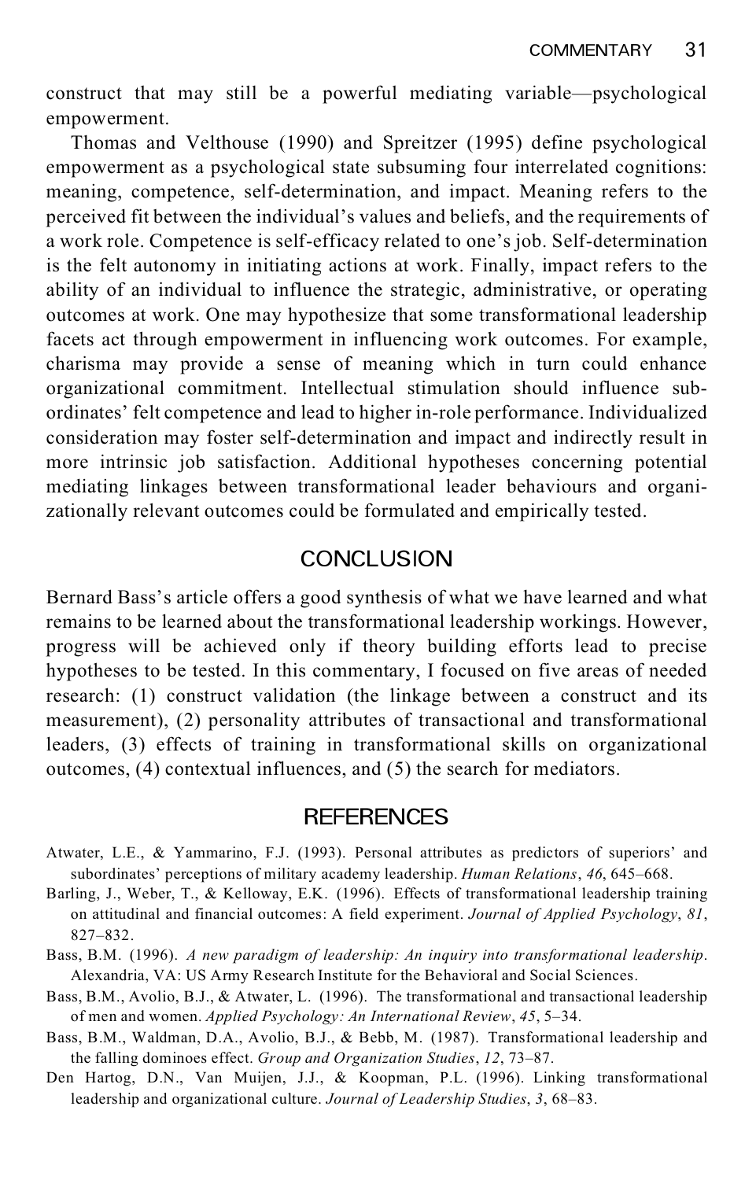construct that may still be a powerful mediating variable—psychological empowerment.

Thomas and Velthouse (1990) and Spreitzer (1995) define psychological empowerment as a psychological state subsuming four interrelated cognitions: meaning, competence, self-determination, and impact. Meaning refers to the perceived fit between the individual's values and beliefs, and the requirements of a work role. Competence is self-efficacy related to one's job. Self-determination is the felt autonomy in initiating actions at work. Finally, impact refers to the ability of an individual to influence the strategic, administrative, or operating outcomes at work. One may hypothesize that some transformational leadership facets act through empowerment in influencing work outcomes. For example, charisma may provide a sense of meaning which in turn could enhance organizational commitment. Intellectual stimulation should influence subordinates' felt competence and lead to higher in-role performance. Individualized consideration may foster self-determination and impact and indirectly result in more intrinsic job satisfaction. Additional hypotheses concerning potential mediating linkages between transformational leader behaviours and organizationally relevant outcomes could be formulated and empirically tested.

## CONCLUSION

Bernard Bass's article offers a good synthesis of what we have learned and what remains to be learned about the transformational leadership workings. However, progress will be achieved only if theory building efforts lead to precise hypotheses to be tested. In this commentary, I focused on five areas of needed research: (1) construct validation (the linkage between a construct and its measurement), (2) personality attributes of transactional and transformational leaders, (3) effects of training in transformational skills on organizational outcomes, (4) contextual influences, and (5) the search for mediators.

## REFERENCES

Atwater, L.E., & Yammarino, F.J. (1993). Personal attributes as predictors of superiors' and subordinates' perceptions of military academy leadership. *Human Relations*, *46*, 645–668.

Barling, J., Weber, T., & Kelloway, E.K. (1996). Effects of transformational leadership training on attitudinal and financial outcomes: A field experiment. *Journal of Applied Psychology*, *81*, 827–832.

Bass, B.M. (1996). *A new paradigm of leadership: An inquiry into transformational leadership*. Alexandria, VA: US Army Research Institute for the Behavioral and Social Sciences.

Bass, B.M., Avolio, B.J., & Atwater, L. (1996). The transformational and transactional leadership of men and women. *Applied Psychology: An International Review*, *45*, 5–34.

Bass, B.M., Waldman, D.A., Avolio, B.J., & Bebb, M. (1987). Transformational leadership and the falling dominoes effect. *Group and Organization Studies*, *12*, 73–87.

Den Hartog, D.N., Van Muijen, J.J., & Koopman, P.L. (1996). Linking transformational leadership and organizational culture. *Journal of Leadership Studies*, *3*, 68–83.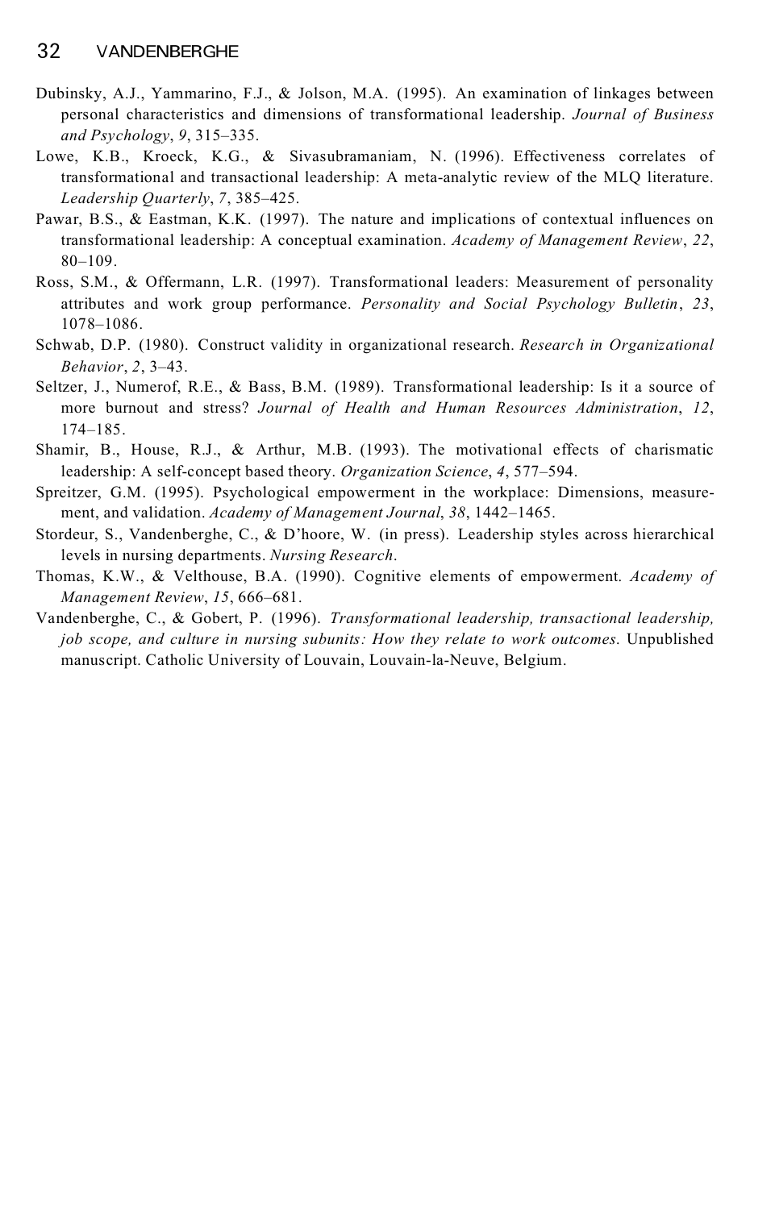Dubinsky, A.J., Yammarino, F.J., & Jolson, M.A. (1995). An examination of linkages between personal characteristics and dimensions of transformational leadership. *Journal of Business and Psychology*, *9*, 315–335.

Lowe, K.B., Kroeck, K.G., & Sivasubramaniam, N. (1996). Effectiveness correlates of transformational and transactional leadership: A meta-analytic review of the MLQ literature. *Leadership Quarterly*, *7*, 385–425.

Pawar, B.S., & Eastman, K.K. (1997). The nature and implications of contextual influences on transformational leadership: A conceptual examination. *Academy of Management Review*, *22*, 80–109.

Ross, S.M., & Offermann, L.R. (1997). Transformational leaders: Measurement of personality attributes and work group performance. *Personality and Social Psychology Bulletin*, *23*, 1078–1086.

Schwab, D.P. (1980). Construct validity in organizational research. *Research in Organizational Behavior*, *2*, 3–43.

Seltzer, J., Numerof, R.E., & Bass, B.M. (1989). Transformational leadership: Is it a source of more burnout and stress? *Journal of Health and Human Resources Administration*, *12*, 174–185.

Shamir, B., House, R.J., & Arthur, M.B. (1993). The motivational effects of charismatic leadership: A self-concept based theory. *Organization Science*, *4*, 577–594.

Spreitzer, G.M. (1995). Psychological empowerment in the workplace: Dimensions, measurement, and validation. *Academy of Management Journal*, *38*, 1442–1465.

Stordeur, S., Vandenberghe, C., & D'hoore, W. (in press). Leadership styles across hierarchical levels in nursing departments. *Nursing Research*.

Thomas, K.W., & Velthouse, B.A. (1990). Cognitive elements of empowerment. *Academy of Management Review*, *15*, 666–681.

Vandenberghe, C., & Gobert, P. (1996). *Transformational leadership, transactional leadership, job scope, and culture in nursing subunits: How they relate to work outcomes*. Unpublished manuscript. Catholic University of Louvain, Louvain-la-Neuve, Belgium.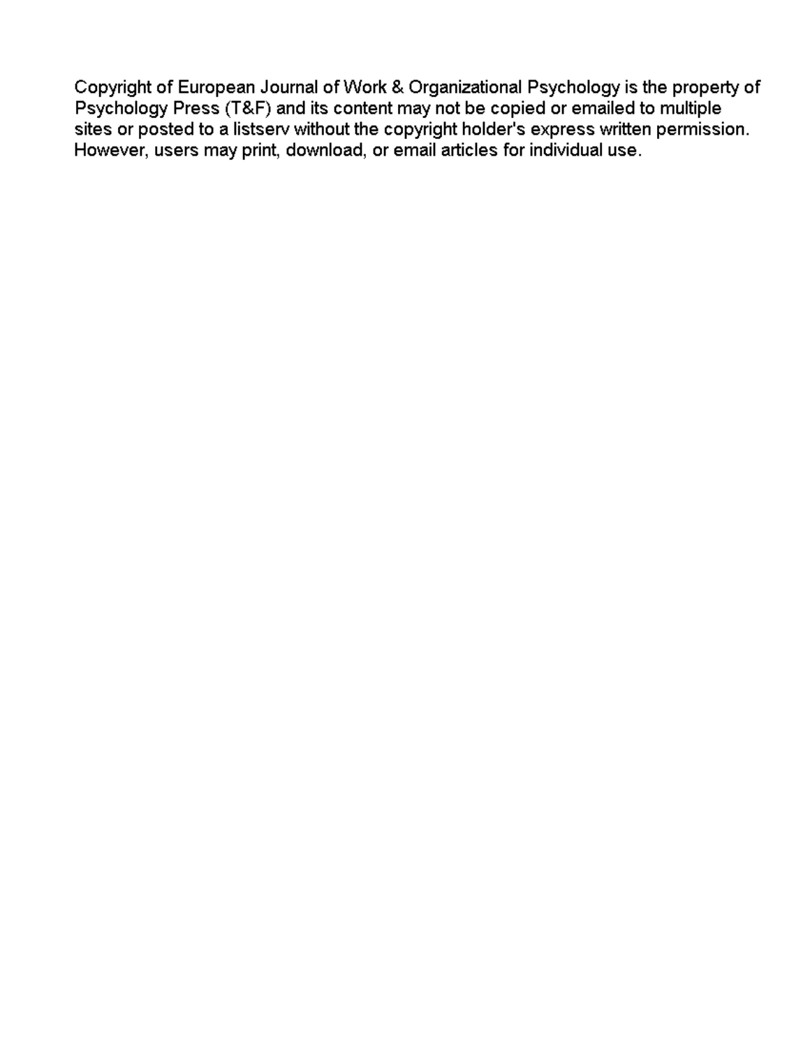Copyright of European Journal of Work & Organizational Psychology is the property of Psychology Press (T&F) and its content may not be copied or emailed to multiple sites or posted to a listserv without the copyright holder's express written permission. However, users may print, download, or email articles for individual use.